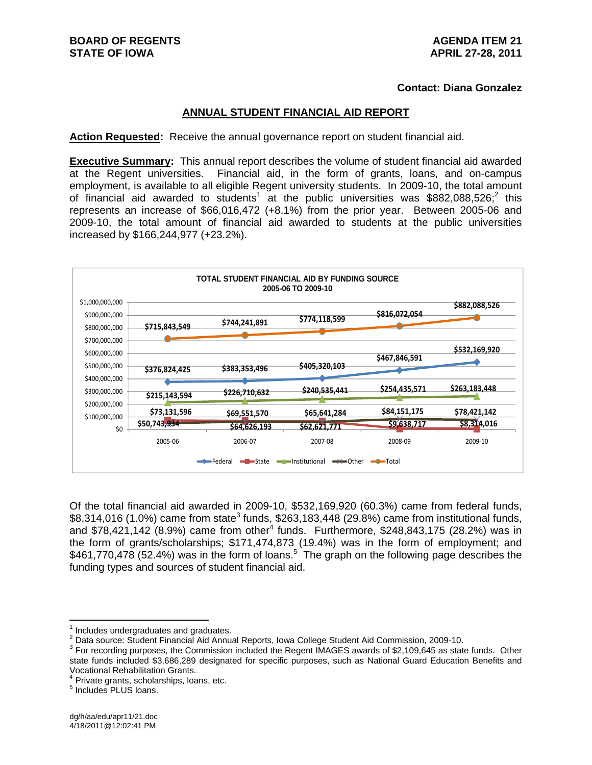**BOARD OF REGENTS**
**STATE OF IOWA**

**AGENDA ITEM 21**
**APRIL 27-28, 2011**

**Contact: Diana Gonzalez**

## ANNUAL STUDENT FINANCIAL AID REPORT

**Action Requested:** Receive the annual governance report on student financial aid.

**Executive Summary:** This annual report describes the volume of student financial aid awarded at the Regent universities. Financial aid, in the form of grants, loans, and on-campus employment, is available to all eligible Regent university students. In 2009-10, the total amount of financial aid awarded to students[1] at the public universities was $882,088,526;[2] this represents an increase of $66,016,472 (+8.1%) from the prior year. Between 2005-06 and 2009-10, the total amount of financial aid awarded to students at the public universities increased by $166,244,977 (+23.2%).

**TOTAL STUDENT FINANCIAL AID BY FUNDING SOURCE**
**2005-06 TO 2009-10**

| Funding Source | 2005-06 | 2006-07 | 2007-08 | 2008-09 | 2009-10 |
|---|---|---|---|---|---|
| Federal | $376,824,425 | $383,353,496 | $405,320,103 | $467,846,591 | $532,169,920 |
| State | $50,743,934 | $64,626,193 | $62,621,771 | $9,638,717 | $8,314,016 |
| Institutional | $215,143,594 | $226,710,632 | $240,535,441 | $254,435,571 | $263,183,448 |
| Other | $73,131,596 | $69,551,570 | $65,641,284 | $84,151,175 | $78,421,142 |
| Total | $715,843,549 | $744,241,891 | $774,118,599 | $816,072,054 | $882,088,526 |

Of the total financial aid awarded in 2009-10, $532,169,920 (60.3%) came from federal funds, $8,314,016 (1.0%) came from state[3] funds, $263,183,448 (29.8%) came from institutional funds, and $78,421,142 (8.9%) came from other[4] funds. Furthermore, $248,843,175 (28.2%) was in the form of grants/scholarships; $171,474,873 (19.4%) was in the form of employment; and $461,770,478 (52.4%) was in the form of loans.[5] The graph on the following page describes the funding types and sources of student financial aid.

---

[1] Includes undergraduates and graduates.

[2] Data source: Student Financial Aid Annual Reports, Iowa College Student Aid Commission, 2009-10.

[3] For recording purposes, the Commission included the Regent IMAGES awards of $2,109,645 as state funds. Other state funds included $3,686,289 designated for specific purposes, such as National Guard Education Benefits and Vocational Rehabilitation Grants.

[4] Private grants, scholarships, loans, etc.

[5] Includes PLUS loans.

dg/h/aa/edu/apr11/21.doc
4/18/2011@12:02:41 PM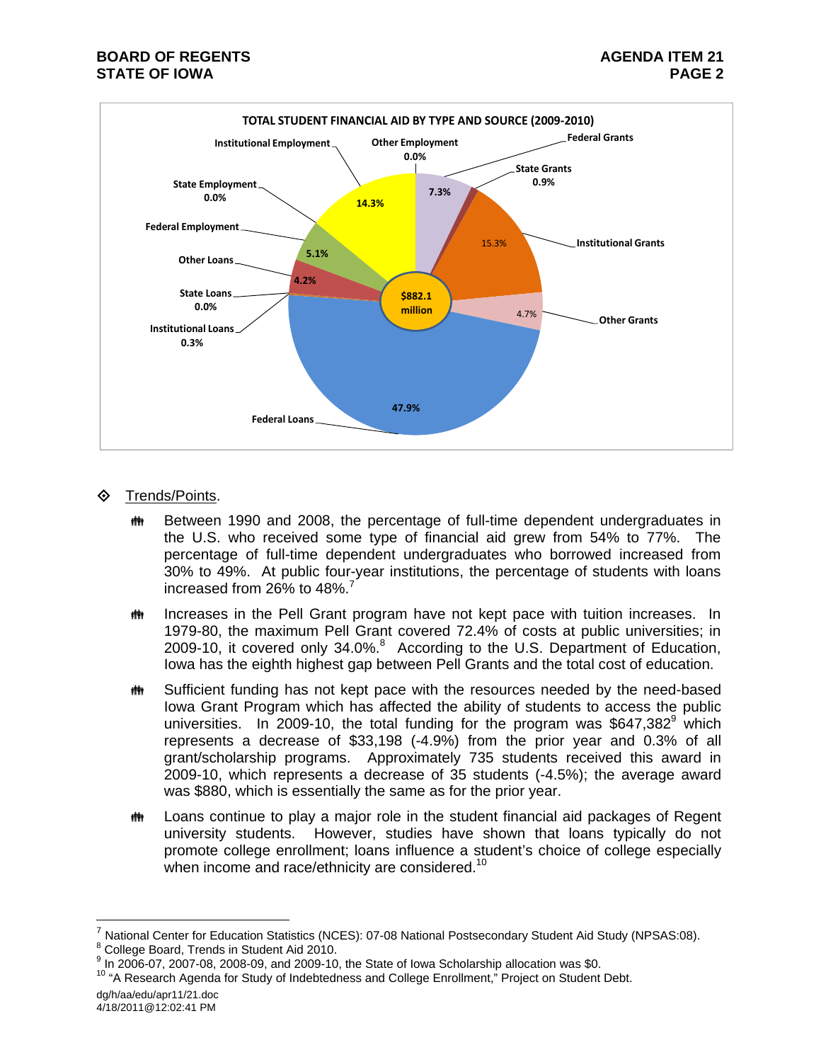**TOTAL STUDENT FINANCIAL AID BY TYPE AND SOURCE (2009-2010)**

$882.1 million

| Type and Source | Percent |
| --- | --- |
| Federal Grants | 7.3% |
| State Grants | 0.9% |
| Institutional Grants | 15.3% |
| Other Grants | 4.7% |
| Federal Loans | 47.9% |
| Institutional Loans | 0.3% |
| State Loans | 0.0% |
| Other Loans | 4.2% |
| Federal Employment | 5.1% |
| State Employment | 0.0% |
| Institutional Employment | 14.3% |
| Other Employment | 0.0% |

- Trends/Points.
  - Between 1990 and 2008, the percentage of full-time dependent undergraduates in the U.S. who received some type of financial aid grew from 54% to 77%. The percentage of full-time dependent undergraduates who borrowed increased from 30% to 49%. At public four-year institutions, the percentage of students with loans increased from 26% to 48%.[7]
  - Increases in the Pell Grant program have not kept pace with tuition increases. In 1979-80, the maximum Pell Grant covered 72.4% of costs at public universities; in 2009-10, it covered only 34.0%.[8] According to the U.S. Department of Education, Iowa has the eighth highest gap between Pell Grants and the total cost of education.
  - Sufficient funding has not kept pace with the resources needed by the need-based Iowa Grant Program which has affected the ability of students to access the public universities. In 2009-10, the total funding for the program was $647,382[9] which represents a decrease of $33,198 (-4.9%) from the prior year and 0.3% of all grant/scholarship programs. Approximately 735 students received this award in 2009-10, which represents a decrease of 35 students (-4.5%); the average award was $880, which is essentially the same as for the prior year.
  - Loans continue to play a major role in the student financial aid packages of Regent university students. However, studies have shown that loans typically do not promote college enrollment; loans influence a student's choice of college especially when income and race/ethnicity are considered.[10]

---

[7] National Center for Education Statistics (NCES): 07-08 National Postsecondary Student Aid Study (NPSAS:08).
[8] College Board, Trends in Student Aid 2010.
[9] In 2006-07, 2007-08, 2008-09, and 2009-10, the State of Iowa Scholarship allocation was $0.
[10] "A Research Agenda for Study of Indebtedness and College Enrollment," Project on Student Debt.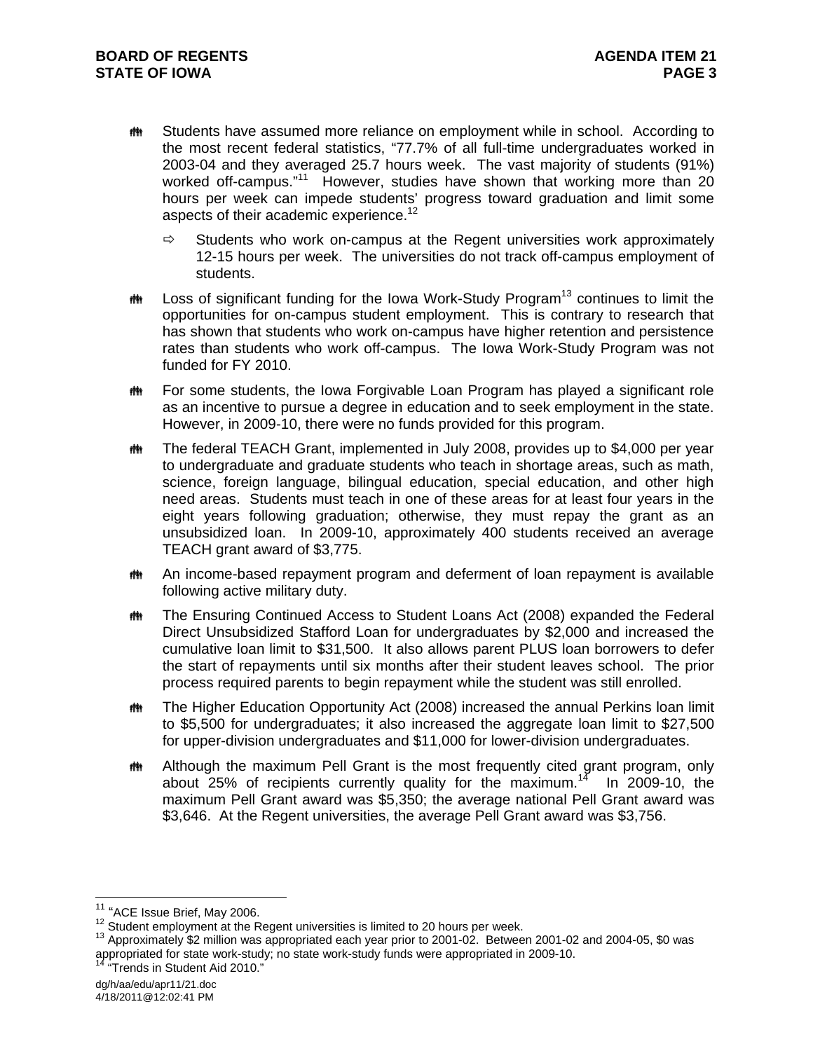- Students have assumed more reliance on employment while in school. According to the most recent federal statistics, "77.7% of all full-time undergraduates worked in 2003-04 and they averaged 25.7 hours week. The vast majority of students (91%) worked off-campus."[11] However, studies have shown that working more than 20 hours per week can impede students' progress toward graduation and limit some aspects of their academic experience.[12]

  - ⇨ Students who work on-campus at the Regent universities work approximately 12-15 hours per week. The universities do not track off-campus employment of students.

- Loss of significant funding for the Iowa Work-Study Program[13] continues to limit the opportunities for on-campus student employment. This is contrary to research that has shown that students who work on-campus have higher retention and persistence rates than students who work off-campus. The Iowa Work-Study Program was not funded for FY 2010.

- For some students, the Iowa Forgivable Loan Program has played a significant role as an incentive to pursue a degree in education and to seek employment in the state. However, in 2009-10, there were no funds provided for this program.

- The federal TEACH Grant, implemented in July 2008, provides up to $4,000 per year to undergraduate and graduate students who teach in shortage areas, such as math, science, foreign language, bilingual education, special education, and other high need areas. Students must teach in one of these areas for at least four years in the eight years following graduation; otherwise, they must repay the grant as an unsubsidized loan. In 2009-10, approximately 400 students received an average TEACH grant award of $3,775.

- An income-based repayment program and deferment of loan repayment is available following active military duty.

- The Ensuring Continued Access to Student Loans Act (2008) expanded the Federal Direct Unsubsidized Stafford Loan for undergraduates by $2,000 and increased the cumulative loan limit to $31,500. It also allows parent PLUS loan borrowers to defer the start of repayments until six months after their student leaves school. The prior process required parents to begin repayment while the student was still enrolled.

- The Higher Education Opportunity Act (2008) increased the annual Perkins loan limit to $5,500 for undergraduates; it also increased the aggregate loan limit to $27,500 for upper-division undergraduates and $11,000 for lower-division undergraduates.

- Although the maximum Pell Grant is the most frequently cited grant program, only about 25% of recipients currently quality for the maximum.[14] In 2009-10, the maximum Pell Grant award was $5,350; the average national Pell Grant award was $3,646. At the Regent universities, the average Pell Grant award was $3,756.

---

[11] "ACE Issue Brief, May 2006.

[12] Student employment at the Regent universities is limited to 20 hours per week.

[13] Approximately $2 million was appropriated each year prior to 2001-02. Between 2001-02 and 2004-05, $0 was appropriated for state work-study; no state work-study funds were appropriated in 2009-10.

[14] "Trends in Student Aid 2010."

dg/h/aa/edu/apr11/21.doc
4/18/2011@12:02:41 PM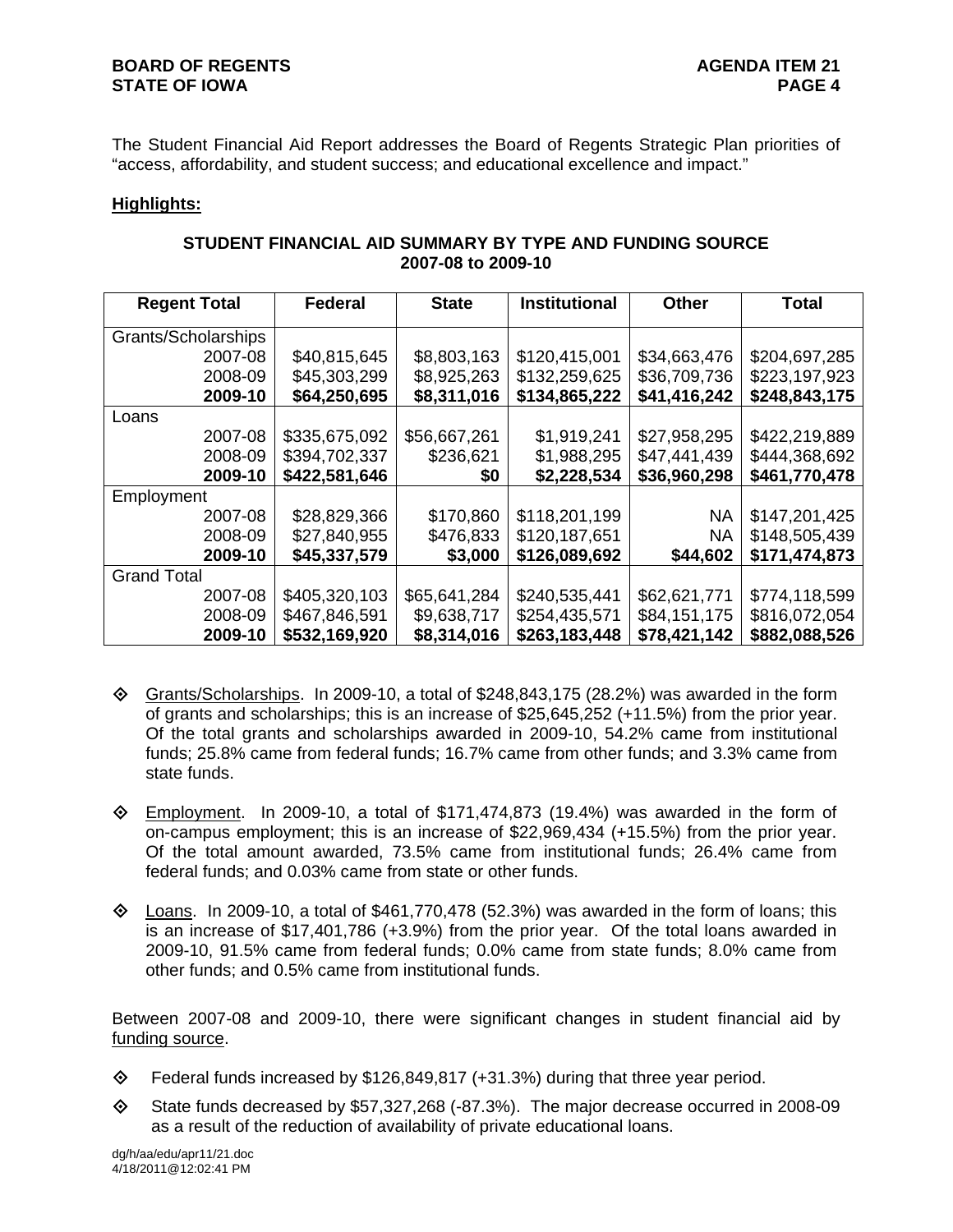The Student Financial Aid Report addresses the Board of Regents Strategic Plan priorities of "access, affordability, and student success; and educational excellence and impact."

**Highlights:**

**STUDENT FINANCIAL AID SUMMARY BY TYPE AND FUNDING SOURCE 2007-08 to 2009-10**

| Regent Total | Federal | State | Institutional | Other | Total |
|---|---|---|---|---|---|
| Grants/Scholarships | | | | | |
| 2007-08 | $40,815,645 | $8,803,163 | $120,415,001 | $34,663,476 | $204,697,285 |
| 2008-09 | $45,303,299 | $8,925,263 | $132,259,625 | $36,709,736 | $223,197,923 |
| **2009-10** | **$64,250,695** | **$8,311,016** | **$134,865,222** | **$41,416,242** | **$248,843,175** |
| Loans | | | | | |
| 2007-08 | $335,675,092 | $56,667,261 | $1,919,241 | $27,958,295 | $422,219,889 |
| 2008-09 | $394,702,337 | $236,621 | $1,988,295 | $47,441,439 | $444,368,692 |
| **2009-10** | **$422,581,646** | **$0** | **$2,228,534** | **$36,960,298** | **$461,770,478** |
| Employment | | | | | |
| 2007-08 | $28,829,366 | $170,860 | $118,201,199 | NA | $147,201,425 |
| 2008-09 | $27,840,955 | $476,833 | $120,187,651 | NA | $148,505,439 |
| **2009-10** | **$45,337,579** | **$3,000** | **$126,089,692** | **$44,602** | **$171,474,873** |
| Grand Total | | | | | |
| 2007-08 | $405,320,103 | $65,641,284 | $240,535,441 | $62,621,771 | $774,118,599 |
| 2008-09 | $467,846,591 | $9,638,717 | $254,435,571 | $84,151,175 | $816,072,054 |
| **2009-10** | **$532,169,920** | **$8,314,016** | **$263,183,448** | **$78,421,142** | **$882,088,526** |

- Grants/Scholarships. In 2009-10, a total of $248,843,175 (28.2%) was awarded in the form of grants and scholarships; this is an increase of $25,645,252 (+11.5%) from the prior year. Of the total grants and scholarships awarded in 2009-10, 54.2% came from institutional funds; 25.8% came from federal funds; 16.7% came from other funds; and 3.3% came from state funds.

- Employment. In 2009-10, a total of $171,474,873 (19.4%) was awarded in the form of on-campus employment; this is an increase of $22,969,434 (+15.5%) from the prior year. Of the total amount awarded, 73.5% came from institutional funds; 26.4% came from federal funds; and 0.03% came from state or other funds.

- Loans. In 2009-10, a total of $461,770,478 (52.3%) was awarded in the form of loans; this is an increase of $17,401,786 (+3.9%) from the prior year. Of the total loans awarded in 2009-10, 91.5% came from federal funds; 0.0% came from state funds; 8.0% came from other funds; and 0.5% came from institutional funds.

Between 2007-08 and 2009-10, there were significant changes in student financial aid by funding source.

- Federal funds increased by $126,849,817 (+31.3%) during that three year period.

- State funds decreased by $57,327,268 (-87.3%). The major decrease occurred in 2008-09 as a result of the reduction of availability of private educational loans.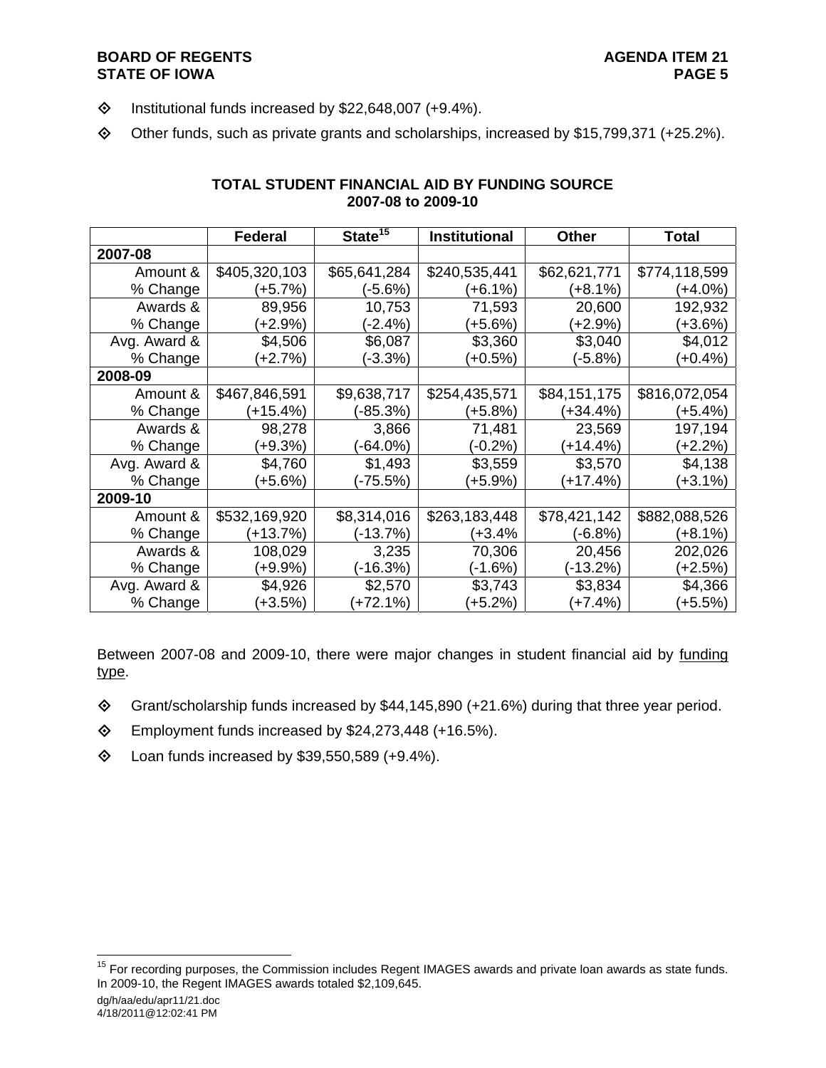- Institutional funds increased by $22,648,007 (+9.4%).
- Other funds, such as private grants and scholarships, increased by $15,799,371 (+25.2%).

**TOTAL STUDENT FINANCIAL AID BY FUNDING SOURCE**
**2007-08 to 2009-10**

| | Federal | State[15] | Institutional | Other | Total |
|---|---|---|---|---|---|
| **2007-08** | | | | | |
| Amount & % Change | $405,320,103 (+5.7%) | $65,641,284 (-5.6%) | $240,535,441 (+6.1%) | $62,621,771 (+8.1%) | $774,118,599 (+4.0%) |
| Awards & % Change | 89,956 (+2.9%) | 10,753 (-2.4%) | 71,593 (+5.6%) | 20,600 (+2.9%) | 192,932 (+3.6%) |
| Avg. Award & % Change | $4,506 (+2.7%) | $6,087 (-3.3%) | $3,360 (+0.5%) | $3,040 (-5.8%) | $4,012 (+0.4%) |
| **2008-09** | | | | | |
| Amount & % Change | $467,846,591 (+15.4%) | $9,638,717 (-85.3%) | $254,435,571 (+5.8%) | $84,151,175 (+34.4%) | $816,072,054 (+5.4%) |
| Awards & % Change | 98,278 (+9.3%) | 3,866 (-64.0%) | 71,481 (-0.2%) | 23,569 (+14.4%) | 197,194 (+2.2%) |
| Avg. Award & % Change | $4,760 (+5.6%) | $1,493 (-75.5%) | $3,559 (+5.9%) | $3,570 (+17.4%) | $4,138 (+3.1%) |
| **2009-10** | | | | | |
| Amount & % Change | $532,169,920 (+13.7%) | $8,314,016 (-13.7%) | $263,183,448 (+3.4% | $78,421,142 (-6.8%) | $882,088,526 (+8.1%) |
| Awards & % Change | 108,029 (+9.9%) | 3,235 (-16.3%) | 70,306 (-1.6%) | 20,456 (-13.2%) | 202,026 (+2.5%) |
| Avg. Award & % Change | $4,926 (+3.5%) | $2,570 (+72.1%) | $3,743 (+5.2%) | $3,834 (+7.4%) | $4,366 (+5.5%) |

Between 2007-08 and 2009-10, there were major changes in student financial aid by funding type.

- Grant/scholarship funds increased by $44,145,890 (+21.6%) during that three year period.
- Employment funds increased by $24,273,448 (+16.5%).
- Loan funds increased by $39,550,589 (+9.4%).

[15] For recording purposes, the Commission includes Regent IMAGES awards and private loan awards as state funds. In 2009-10, the Regent IMAGES awards totaled $2,109,645.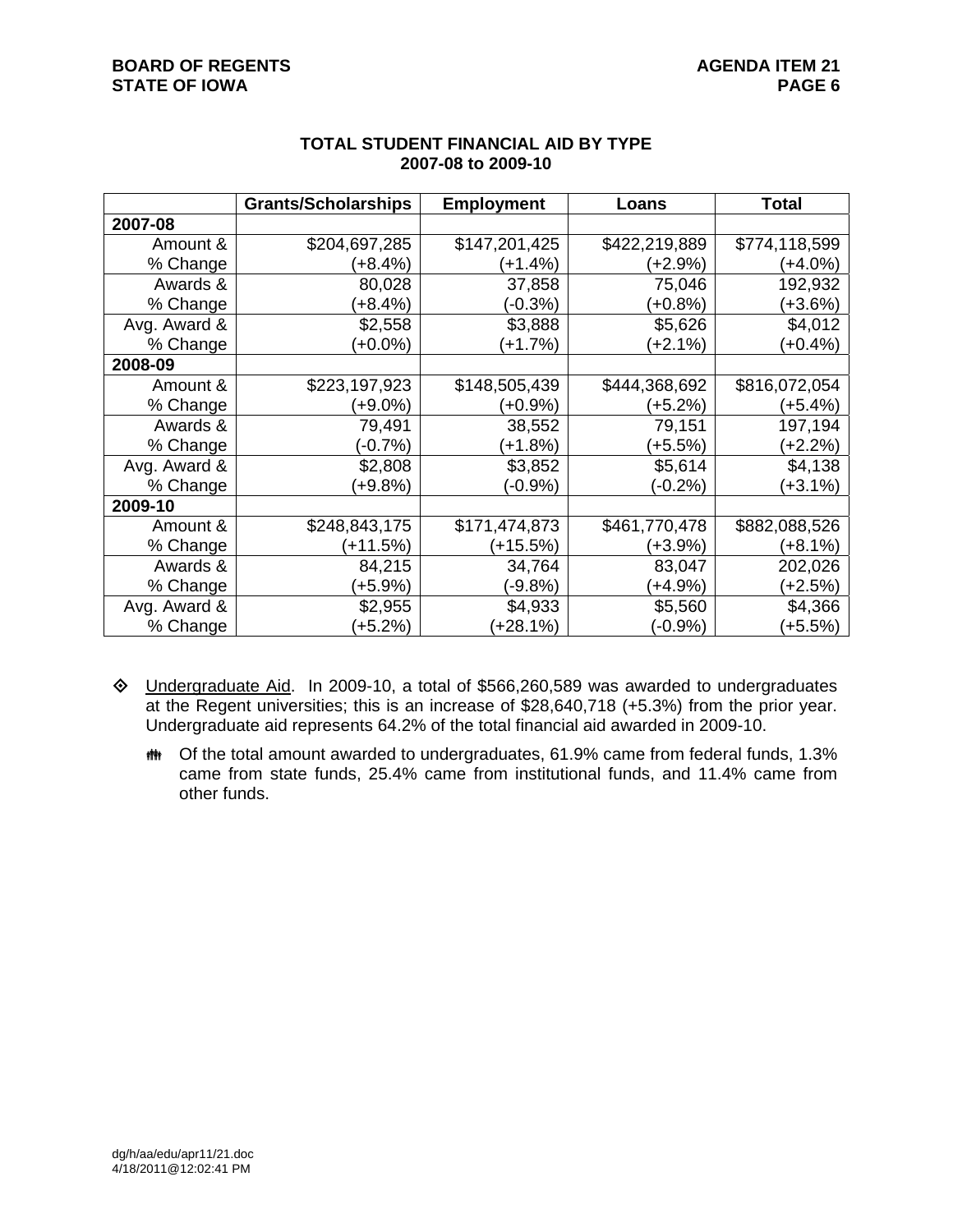**TOTAL STUDENT FINANCIAL AID BY TYPE**
**2007-08 to 2009-10**

| | Grants/Scholarships | Employment | Loans | Total |
|---|---|---|---|---|
| **2007-08** | | | | |
| Amount & % Change | $204,697,285 (+8.4%) | $147,201,425 (+1.4%) | $422,219,889 (+2.9%) | $774,118,599 (+4.0%) |
| Awards & % Change | 80,028 (+8.4%) | 37,858 (-0.3%) | 75,046 (+0.8%) | 192,932 (+3.6%) |
| Avg. Award & % Change | $2,558 (+0.0%) | $3,888 (+1.7%) | $5,626 (+2.1%) | $4,012 (+0.4%) |
| **2008-09** | | | | |
| Amount & % Change | $223,197,923 (+9.0%) | $148,505,439 (+0.9%) | $444,368,692 (+5.2%) | $816,072,054 (+5.4%) |
| Awards & % Change | 79,491 (-0.7%) | 38,552 (+1.8%) | 79,151 (+5.5%) | 197,194 (+2.2%) |
| Avg. Award & % Change | $2,808 (+9.8%) | $3,852 (-0.9%) | $5,614 (-0.2%) | $4,138 (+3.1%) |
| **2009-10** | | | | |
| Amount & % Change | $248,843,175 (+11.5%) | $171,474,873 (+15.5%) | $461,770,478 (+3.9%) | $882,088,526 (+8.1%) |
| Awards & % Change | 84,215 (+5.9%) | 34,764 (-9.8%) | 83,047 (+4.9%) | 202,026 (+2.5%) |
| Avg. Award & % Change | $2,955 (+5.2%) | $4,933 (+28.1%) | $5,560 (-0.9%) | $4,366 (+5.5%) |

- Undergraduate Aid. In 2009-10, a total of $566,260,589 was awarded to undergraduates at the Regent universities; this is an increase of $28,640,718 (+5.3%) from the prior year. Undergraduate aid represents 64.2% of the total financial aid awarded in 2009-10.
  - Of the total amount awarded to undergraduates, 61.9% came from federal funds, 1.3% came from state funds, 25.4% came from institutional funds, and 11.4% came from other funds.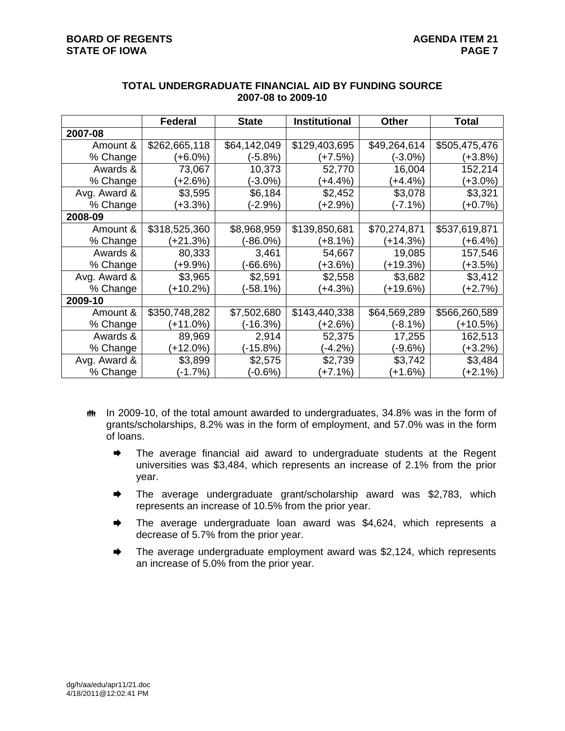### TOTAL UNDERGRADUATE FINANCIAL AID BY FUNDING SOURCE
### 2007-08 to 2009-10

| | Federal | State | Institutional | Other | Total |
|---|---|---|---|---|---|
| **2007-08** | | | | | |
| Amount & | $262,665,118 | $64,142,049 | $129,403,695 | $49,264,614 | $505,475,476 |
| % Change | (+6.0%) | (-5.8%) | (+7.5%) | (-3.0%) | (+3.8%) |
| Awards & | 73,067 | 10,373 | 52,770 | 16,004 | 152,214 |
| % Change | (+2.6%) | (-3.0%) | (+4.4%) | (+4.4%) | (+3.0%) |
| Avg. Award & | $3,595 | $6,184 | $2,452 | $3,078 | $3,321 |
| % Change | (+3.3%) | (-2.9%) | (+2.9%) | (-7.1%) | (+0.7%) |
| **2008-09** | | | | | |
| Amount & | $318,525,360 | $8,968,959 | $139,850,681 | $70,274,871 | $537,619,871 |
| % Change | (+21.3%) | (-86.0%) | (+8.1%) | (+14.3%) | (+6.4%) |
| Awards & | 80,333 | 3,461 | 54,667 | 19,085 | 157,546 |
| % Change | (+9.9%) | (-66.6%) | (+3.6%) | (+19.3%) | (+3.5%) |
| Avg. Award & | $3,965 | $2,591 | $2,558 | $3,682 | $3,412 |
| % Change | (+10.2%) | (-58.1%) | (+4.3%) | (+19.6%) | (+2.7%) |
| **2009-10** | | | | | |
| Amount & | $350,748,282 | $7,502,680 | $143,440,338 | $64,569,289 | $566,260,589 |
| % Change | (+11.0%) | (-16.3%) | (+2.6%) | (-8.1%) | (+10.5%) |
| Awards & | 89,969 | 2,914 | 52,375 | 17,255 | 162,513 |
| % Change | (+12.0%) | (-15.8%) | (-4.2%) | (-9.6%) | (+3.2%) |
| Avg. Award & | $3,899 | $2,575 | $2,739 | $3,742 | $3,484 |
| % Change | (-1.7%) | (-0.6%) | (+7.1%) | (+1.6%) | (+2.1%) |

- In 2009-10, of the total amount awarded to undergraduates, 34.8% was in the form of grants/scholarships, 8.2% was in the form of employment, and 57.0% was in the form of loans.
  - The average financial aid award to undergraduate students at the Regent universities was $3,484, which represents an increase of 2.1% from the prior year.
  - The average undergraduate grant/scholarship award was $2,783, which represents an increase of 10.5% from the prior year.
  - The average undergraduate loan award was $4,624, which represents a decrease of 5.7% from the prior year.
  - The average undergraduate employment award was $2,124, which represents an increase of 5.0% from the prior year.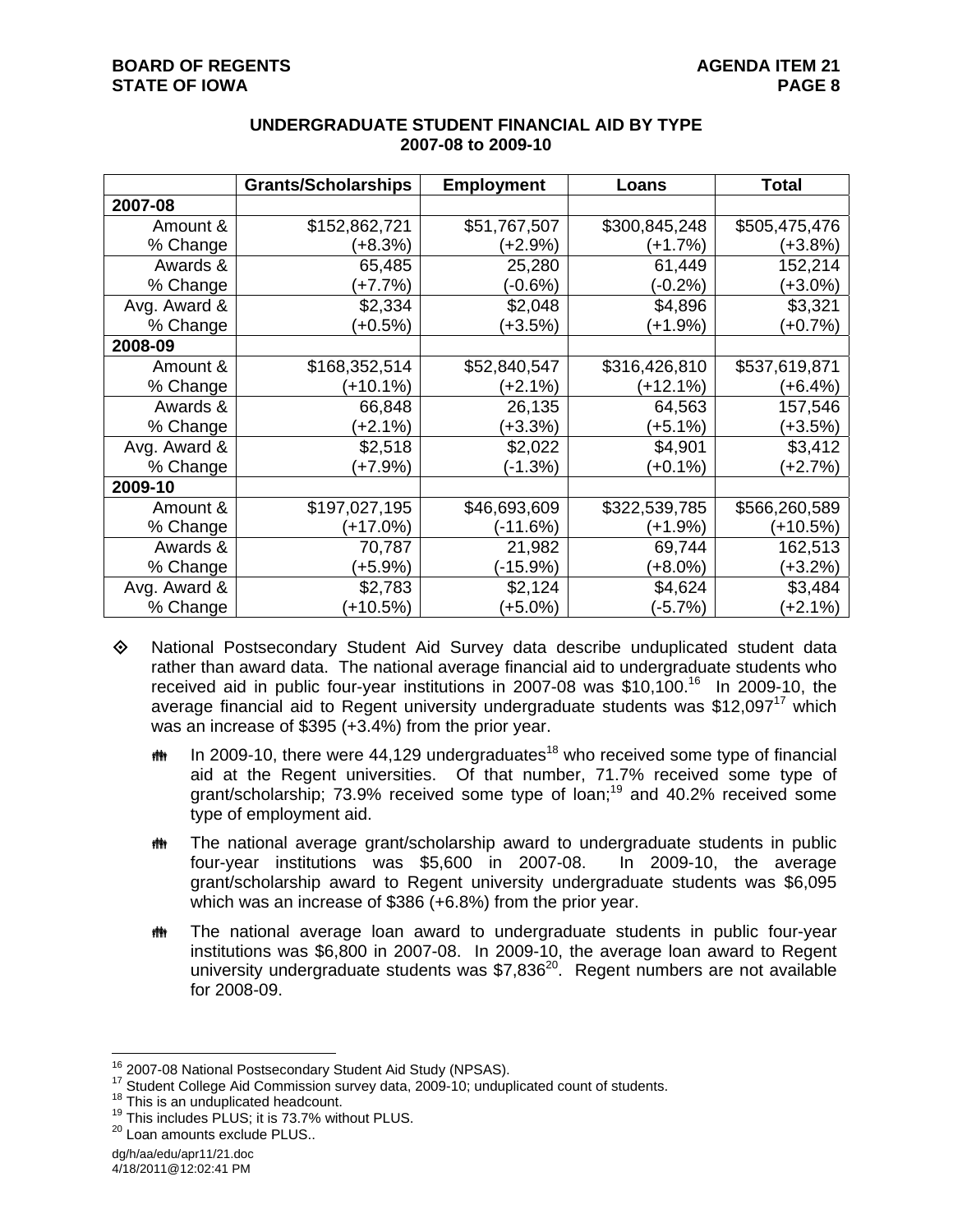**UNDERGRADUATE STUDENT FINANCIAL AID BY TYPE**
**2007-08 to 2009-10**

| | Grants/Scholarships | Employment | Loans | Total |
|---|---|---|---|---|
| **2007-08** | | | | |
| Amount & % Change | $152,862,721 (+8.3%) | $51,767,507 (+2.9%) | $300,845,248 (+1.7%) | $505,475,476 (+3.8%) |
| Awards & % Change | 65,485 (+7.7%) | 25,280 (-0.6%) | 61,449 (-0.2%) | 152,214 (+3.0%) |
| Avg. Award & % Change | $2,334 (+0.5%) | $2,048 (+3.5%) | $4,896 (+1.9%) | $3,321 (+0.7%) |
| **2008-09** | | | | |
| Amount & % Change | $168,352,514 (+10.1%) | $52,840,547 (+2.1%) | $316,426,810 (+12.1%) | $537,619,871 (+6.4%) |
| Awards & % Change | 66,848 (+2.1%) | 26,135 (+3.3%) | 64,563 (+5.1%) | 157,546 (+3.5%) |
| Avg. Award & % Change | $2,518 (+7.9%) | $2,022 (-1.3%) | $4,901 (+0.1%) | $3,412 (+2.7%) |
| **2009-10** | | | | |
| Amount & % Change | $197,027,195 (+17.0%) | $46,693,609 (-11.6%) | $322,539,785 (+1.9%) | $566,260,589 (+10.5%) |
| Awards & % Change | 70,787 (+5.9%) | 21,982 (-15.9%) | 69,744 (+8.0%) | 162,513 (+3.2%) |
| Avg. Award & % Change | $2,783 (+10.5%) | $2,124 (+5.0%) | $4,624 (-5.7%) | $3,484 (+2.1%) |

- National Postsecondary Student Aid Survey data describe unduplicated student data rather than award data. The national average financial aid to undergraduate students who received aid in public four-year institutions in 2007-08 was $10,100.[16] In 2009-10, the average financial aid to Regent university undergraduate students was $12,097[17] which was an increase of $395 (+3.4%) from the prior year.

  - In 2009-10, there were 44,129 undergraduates[18] who received some type of financial aid at the Regent universities. Of that number, 71.7% received some type of grant/scholarship; 73.9% received some type of loan;[19] and 40.2% received some type of employment aid.

  - The national average grant/scholarship award to undergraduate students in public four-year institutions was $5,600 in 2007-08. In 2009-10, the average grant/scholarship award to Regent university undergraduate students was $6,095 which was an increase of $386 (+6.8%) from the prior year.

  - The national average loan award to undergraduate students in public four-year institutions was $6,800 in 2007-08. In 2009-10, the average loan award to Regent university undergraduate students was $7,836[20]. Regent numbers are not available for 2008-09.

---

[16] 2007-08 National Postsecondary Student Aid Study (NPSAS).
[17] Student College Aid Commission survey data, 2009-10; unduplicated count of students.
[18] This is an unduplicated headcount.
[19] This includes PLUS; it is 73.7% without PLUS.
[20] Loan amounts exclude PLUS..

dg/h/aa/edu/apr11/21.doc
4/18/2011@12:02:41 PM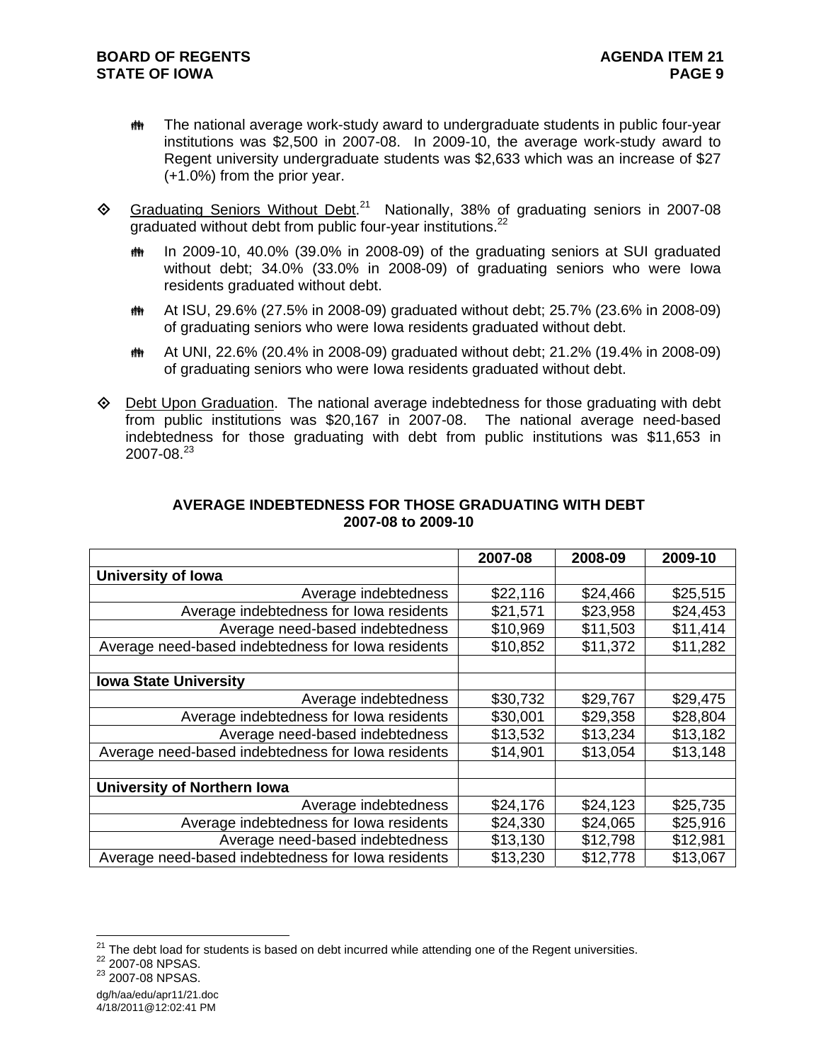- The national average work-study award to undergraduate students in public four-year institutions was $2,500 in 2007-08. In 2009-10, the average work-study award to Regent university undergraduate students was $2,633 which was an increase of $27 (+1.0%) from the prior year.

- Graduating Seniors Without Debt.[21] Nationally, 38% of graduating seniors in 2007-08 graduated without debt from public four-year institutions.[22]

  - In 2009-10, 40.0% (39.0% in 2008-09) of the graduating seniors at SUI graduated without debt; 34.0% (33.0% in 2008-09) of graduating seniors who were Iowa residents graduated without debt.

  - At ISU, 29.6% (27.5% in 2008-09) graduated without debt; 25.7% (23.6% in 2008-09) of graduating seniors who were Iowa residents graduated without debt.

  - At UNI, 22.6% (20.4% in 2008-09) graduated without debt; 21.2% (19.4% in 2008-09) of graduating seniors who were Iowa residents graduated without debt.

- Debt Upon Graduation. The national average indebtedness for those graduating with debt from public institutions was $20,167 in 2007-08. The national average need-based indebtedness for those graduating with debt from public institutions was $11,653 in 2007-08.[23]

**AVERAGE INDEBTEDNESS FOR THOSE GRADUATING WITH DEBT**
**2007-08 to 2009-10**

| | 2007-08 | 2008-09 | 2009-10 |
|---|---|---|---|
| **University of Iowa** | | | |
| Average indebtedness | $22,116 | $24,466 | $25,515 |
| Average indebtedness for Iowa residents | $21,571 | $23,958 | $24,453 |
| Average need-based indebtedness | $10,969 | $11,503 | $11,414 |
| Average need-based indebtedness for Iowa residents | $10,852 | $11,372 | $11,282 |
| | | | |
| **Iowa State University** | | | |
| Average indebtedness | $30,732 | $29,767 | $29,475 |
| Average indebtedness for Iowa residents | $30,001 | $29,358 | $28,804 |
| Average need-based indebtedness | $13,532 | $13,234 | $13,182 |
| Average need-based indebtedness for Iowa residents | $14,901 | $13,054 | $13,148 |
| | | | |
| **University of Northern Iowa** | | | |
| Average indebtedness | $24,176 | $24,123 | $25,735 |
| Average indebtedness for Iowa residents | $24,330 | $24,065 | $25,916 |
| Average need-based indebtedness | $13,130 | $12,798 | $12,981 |
| Average need-based indebtedness for Iowa residents | $13,230 | $12,778 | $13,067 |

[21] The debt load for students is based on debt incurred while attending one of the Regent universities.
[22] 2007-08 NPSAS.
[23] 2007-08 NPSAS.

dg/h/aa/edu/apr11/21.doc
4/18/2011@12:02:41 PM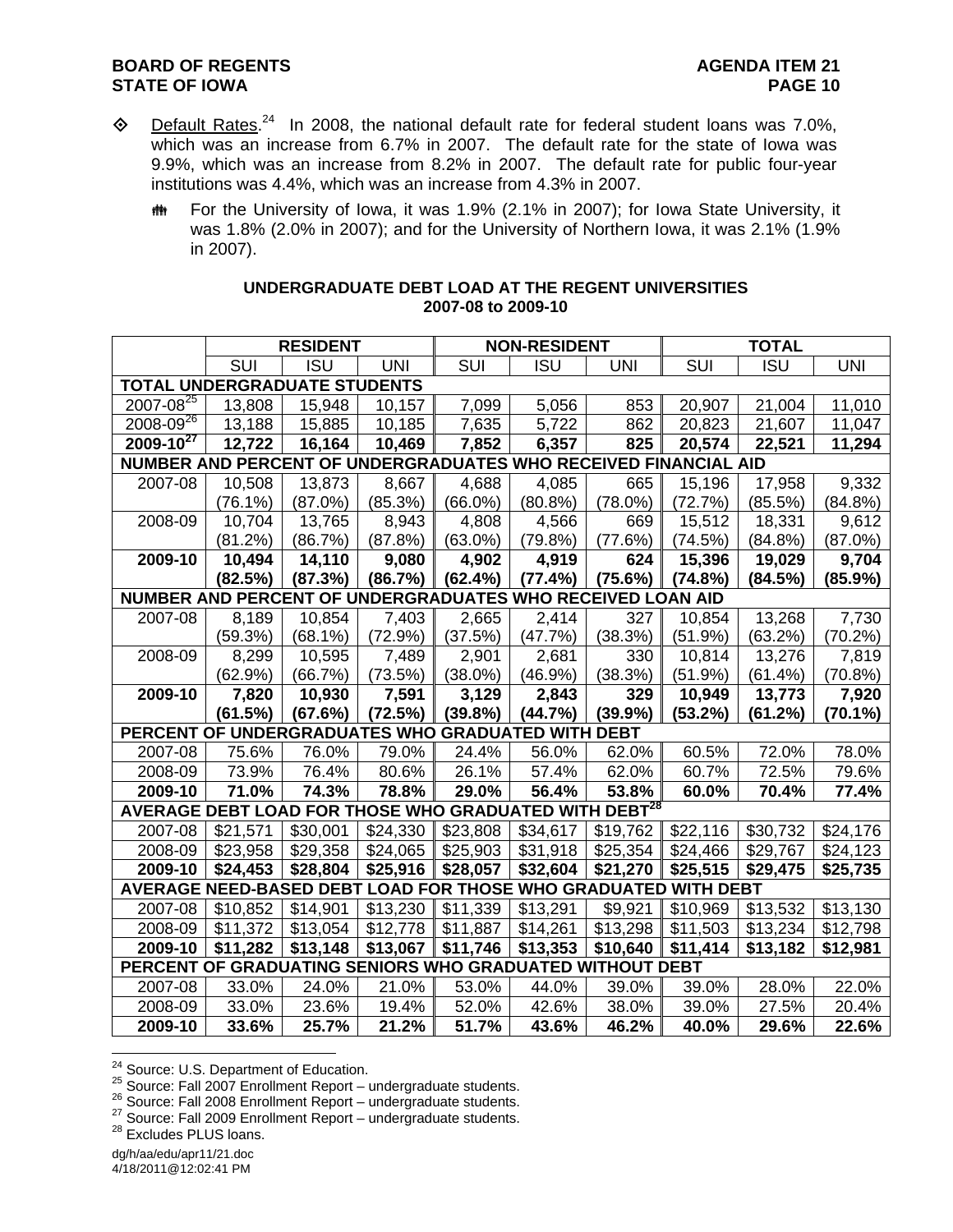- ◊ Default Rates.[24] In 2008, the national default rate for federal student loans was 7.0%, which was an increase from 6.7% in 2007. The default rate for the state of Iowa was 9.9%, which was an increase from 8.2% in 2007. The default rate for public four-year institutions was 4.4%, which was an increase from 4.3% in 2007.
  - For the University of Iowa, it was 1.9% (2.1% in 2007); for Iowa State University, it was 1.8% (2.0% in 2007); and for the University of Northern Iowa, it was 2.1% (1.9% in 2007).

**UNDERGRADUATE DEBT LOAD AT THE REGENT UNIVERSITIES**
**2007-08 to 2009-10**

| | RESIDENT | | | NON-RESIDENT | | | TOTAL | | |
|---|---|---|---|---|---|---|---|---|---|
| | SUI | ISU | UNI | SUI | ISU | UNI | SUI | ISU | UNI |
| **TOTAL UNDERGRADUATE STUDENTS** | | | | | | | | | |
| 2007-08[25] | 13,808 | 15,948 | 10,157 | 7,099 | 5,056 | 853 | 20,907 | 21,004 | 11,010 |
| 2008-09[26] | 13,188 | 15,885 | 10,185 | 7,635 | 5,722 | 862 | 20,823 | 21,607 | 11,047 |
| **2009-10[27]** | **12,722** | **16,164** | **10,469** | **7,852** | **6,357** | **825** | **20,574** | **22,521** | **11,294** |
| **NUMBER AND PERCENT OF UNDERGRADUATES WHO RECEIVED FINANCIAL AID** | | | | | | | | | |
| 2007-08 | 10,508 | 13,873 | 8,667 | 4,688 | 4,085 | 665 | 15,196 | 17,958 | 9,332 |
| | (76.1%) | (87.0%) | (85.3%) | (66.0%) | (80.8%) | (78.0%) | (72.7%) | (85.5%) | (84.8%) |
| 2008-09 | 10,704 | 13,765 | 8,943 | 4,808 | 4,566 | 669 | 15,512 | 18,331 | 9,612 |
| | (81.2%) | (86.7%) | (87.8%) | (63.0%) | (79.8%) | (77.6%) | (74.5%) | (84.8%) | (87.0%) |
| **2009-10** | **10,494** | **14,110** | **9,080** | **4,902** | **4,919** | **624** | **15,396** | **19,029** | **9,704** |
| | **(82.5%)** | **(87.3%)** | **(86.7%)** | **(62.4%)** | **(77.4%)** | **(75.6%)** | **(74.8%)** | **(84.5%)** | **(85.9%)** |
| **NUMBER AND PERCENT OF UNDERGRADUATES WHO RECEIVED LOAN AID** | | | | | | | | | |
| 2007-08 | 8,189 | 10,854 | 7,403 | 2,665 | 2,414 | 327 | 10,854 | 13,268 | 7,730 |
| | (59.3%) | (68.1%) | (72.9%) | (37.5%) | (47.7%) | (38.3%) | (51.9%) | (63.2%) | (70.2%) |
| 2008-09 | 8,299 | 10,595 | 7,489 | 2,901 | 2,681 | 330 | 10,814 | 13,276 | 7,819 |
| | (62.9%) | (66.7%) | (73.5%) | (38.0%) | (46.9%) | (38.3%) | (51.9%) | (61.4%) | (70.8%) |
| **2009-10** | **7,820** | **10,930** | **7,591** | **3,129** | **2,843** | **329** | **10,949** | **13,773** | **7,920** |
| | **(61.5%)** | **(67.6%)** | **(72.5%)** | **(39.8%)** | **(44.7%)** | **(39.9%)** | **(53.2%)** | **(61.2%)** | **(70.1%)** |
| **PERCENT OF UNDERGRADUATES WHO GRADUATED WITH DEBT** | | | | | | | | | |
| 2007-08 | 75.6% | 76.0% | 79.0% | 24.4% | 56.0% | 62.0% | 60.5% | 72.0% | 78.0% |
| 2008-09 | 73.9% | 76.4% | 80.6% | 26.1% | 57.4% | 62.0% | 60.7% | 72.5% | 79.6% |
| **2009-10** | **71.0%** | **74.3%** | **78.8%** | **29.0%** | **56.4%** | **53.8%** | **60.0%** | **70.4%** | **77.4%** |
| **AVERAGE DEBT LOAD FOR THOSE WHO GRADUATED WITH DEBT[28]** | | | | | | | | | |
| 2007-08 | $21,571 | $30,001 | $24,330 | $23,808 | $34,617 | $19,762 | $22,116 | $30,732 | $24,176 |
| 2008-09 | $23,958 | $29,358 | $24,065 | $25,903 | $31,918 | $25,354 | $24,466 | $29,767 | $24,123 |
| **2009-10** | **$24,453** | **$28,804** | **$25,916** | **$28,057** | **$32,604** | **$21,270** | **$25,515** | **$29,475** | **$25,735** |
| **AVERAGE NEED-BASED DEBT LOAD FOR THOSE WHO GRADUATED WITH DEBT** | | | | | | | | | |
| 2007-08 | $10,852 | $14,901 | $13,230 | $11,339 | $13,291 | $9,921 | $10,969 | $13,532 | $13,130 |
| 2008-09 | $11,372 | $13,054 | $12,778 | $11,887 | $14,261 | $13,298 | $11,503 | $13,234 | $12,798 |
| **2009-10** | **$11,282** | **$13,148** | **$13,067** | **$11,746** | **$13,353** | **$10,640** | **$11,414** | **$13,182** | **$12,981** |
| **PERCENT OF GRADUATING SENIORS WHO GRADUATED WITHOUT DEBT** | | | | | | | | | |
| 2007-08 | 33.0% | 24.0% | 21.0% | 53.0% | 44.0% | 39.0% | 39.0% | 28.0% | 22.0% |
| 2008-09 | 33.0% | 23.6% | 19.4% | 52.0% | 42.6% | 38.0% | 39.0% | 27.5% | 20.4% |
| **2009-10** | **33.6%** | **25.7%** | **21.2%** | **51.7%** | **43.6%** | **46.2%** | **40.0%** | **29.6%** | **22.6%** |

[24] Source: U.S. Department of Education.
[25] Source: Fall 2007 Enrollment Report – undergraduate students.
[26] Source: Fall 2008 Enrollment Report – undergraduate students.
[27] Source: Fall 2009 Enrollment Report – undergraduate students.
[28] Excludes PLUS loans.

dg/h/aa/edu/apr11/21.doc
4/18/2011@12:02:41 PM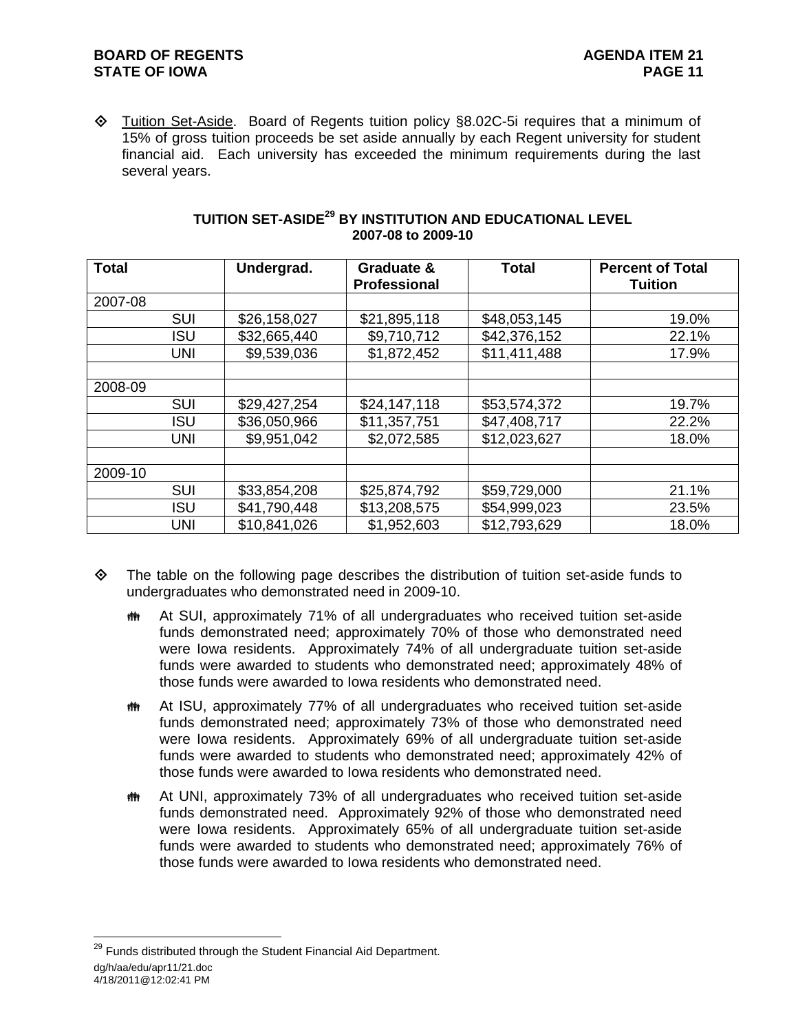◇ Tuition Set-Aside. Board of Regents tuition policy §8.02C-5i requires that a minimum of 15% of gross tuition proceeds be set aside annually by each Regent university for student financial aid. Each university has exceeded the minimum requirements during the last several years.

**TUITION SET-ASIDE[29] BY INSTITUTION AND EDUCATIONAL LEVEL**
**2007-08 to 2009-10**

| Total | Undergrad. | Graduate & Professional | Total | Percent of Total Tuition |
|---|---|---|---|---|
| 2007-08 | | | | |
| SUI | $26,158,027 | $21,895,118 | $48,053,145 | 19.0% |
| ISU | $32,665,440 | $9,710,712 | $42,376,152 | 22.1% |
| UNI | $9,539,036 | $1,872,452 | $11,411,488 | 17.9% |
| | | | | |
| 2008-09 | | | | |
| SUI | $29,427,254 | $24,147,118 | $53,574,372 | 19.7% |
| ISU | $36,050,966 | $11,357,751 | $47,408,717 | 22.2% |
| UNI | $9,951,042 | $2,072,585 | $12,023,627 | 18.0% |
| | | | | |
| 2009-10 | | | | |
| SUI | $33,854,208 | $25,874,792 | $59,729,000 | 21.1% |
| ISU | $41,790,448 | $13,208,575 | $54,999,023 | 23.5% |
| UNI | $10,841,026 | $1,952,603 | $12,793,629 | 18.0% |

◇ The table on the following page describes the distribution of tuition set-aside funds to undergraduates who demonstrated need in 2009-10.

- At SUI, approximately 71% of all undergraduates who received tuition set-aside funds demonstrated need; approximately 70% of those who demonstrated need were Iowa residents. Approximately 74% of all undergraduate tuition set-aside funds were awarded to students who demonstrated need; approximately 48% of those funds were awarded to Iowa residents who demonstrated need.
- At ISU, approximately 77% of all undergraduates who received tuition set-aside funds demonstrated need; approximately 73% of those who demonstrated need were Iowa residents. Approximately 69% of all undergraduate tuition set-aside funds were awarded to students who demonstrated need; approximately 42% of those funds were awarded to Iowa residents who demonstrated need.
- At UNI, approximately 73% of all undergraduates who received tuition set-aside funds demonstrated need. Approximately 92% of those who demonstrated need were Iowa residents. Approximately 65% of all undergraduate tuition set-aside funds were awarded to students who demonstrated need; approximately 76% of those funds were awarded to Iowa residents who demonstrated need.

[29] Funds distributed through the Student Financial Aid Department.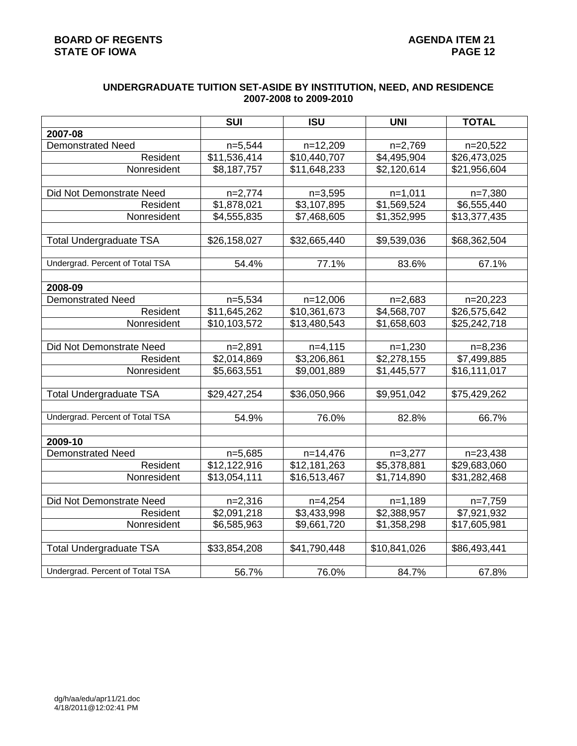## UNDERGRADUATE TUITION SET-ASIDE BY INSTITUTION, NEED, AND RESIDENCE 2007-2008 to 2009-2010

| | SUI | ISU | UNI | TOTAL |
|---|---|---|---|---|
| **2007-08** | | | | |
| Demonstrated Need | n=5,544 | n=12,209 | n=2,769 | n=20,522 |
| Resident | $11,536,414 | $10,440,707 | $4,495,904 | $26,473,025 |
| Nonresident | $8,187,757 | $11,648,233 | $2,120,614 | $21,956,604 |
| | | | | |
| Did Not Demonstrate Need | n=2,774 | n=3,595 | n=1,011 | n=7,380 |
| Resident | $1,878,021 | $3,107,895 | $1,569,524 | $6,555,440 |
| Nonresident | $4,555,835 | $7,468,605 | $1,352,995 | $13,377,435 |
| | | | | |
| Total Undergraduate TSA | $26,158,027 | $32,665,440 | $9,539,036 | $68,362,504 |
| | | | | |
| Undergrad. Percent of Total TSA | 54.4% | 77.1% | 83.6% | 67.1% |
| | | | | |
| **2008-09** | | | | |
| Demonstrated Need | n=5,534 | n=12,006 | n=2,683 | n=20,223 |
| Resident | $11,645,262 | $10,361,673 | $4,568,707 | $26,575,642 |
| Nonresident | $10,103,572 | $13,480,543 | $1,658,603 | $25,242,718 |
| | | | | |
| Did Not Demonstrate Need | n=2,891 | n=4,115 | n=1,230 | n=8,236 |
| Resident | $2,014,869 | $3,206,861 | $2,278,155 | $7,499,885 |
| Nonresident | $5,663,551 | $9,001,889 | $1,445,577 | $16,111,017 |
| | | | | |
| Total Undergraduate TSA | $29,427,254 | $36,050,966 | $9,951,042 | $75,429,262 |
| | | | | |
| Undergrad. Percent of Total TSA | 54.9% | 76.0% | 82.8% | 66.7% |
| | | | | |
| **2009-10** | | | | |
| Demonstrated Need | n=5,685 | n=14,476 | n=3,277 | n=23,438 |
| Resident | $12,122,916 | $12,181,263 | $5,378,881 | $29,683,060 |
| Nonresident | $13,054,111 | $16,513,467 | $1,714,890 | $31,282,468 |
| | | | | |
| Did Not Demonstrate Need | n=2,316 | n=4,254 | n=1,189 | n=7,759 |
| Resident | $2,091,218 | $3,433,998 | $2,388,957 | $7,921,932 |
| Nonresident | $6,585,963 | $9,661,720 | $1,358,298 | $17,605,981 |
| | | | | |
| Total Undergraduate TSA | $33,854,208 | $41,790,448 | $10,841,026 | $86,493,441 |
| | | | | |
| Undergrad. Percent of Total TSA | 56.7% | 76.0% | 84.7% | 67.8% |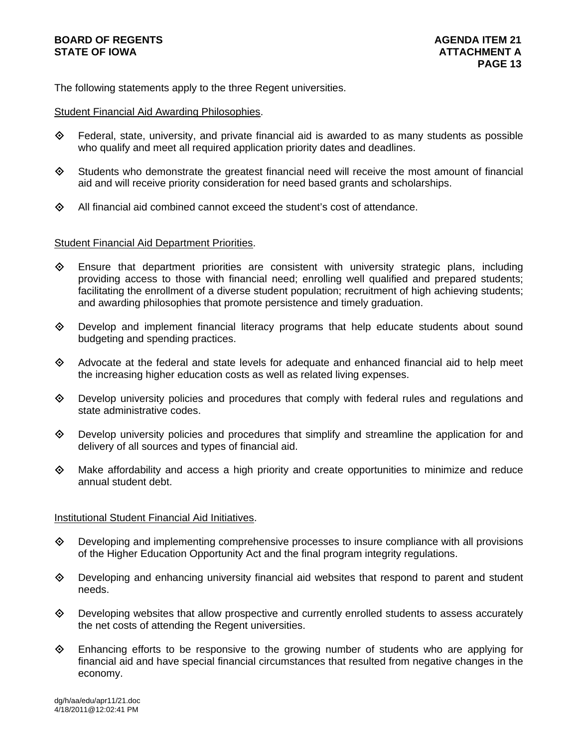The following statements apply to the three Regent universities.

Student Financial Aid Awarding Philosophies.

- Federal, state, university, and private financial aid is awarded to as many students as possible who qualify and meet all required application priority dates and deadlines.
- Students who demonstrate the greatest financial need will receive the most amount of financial aid and will receive priority consideration for need based grants and scholarships.
- All financial aid combined cannot exceed the student's cost of attendance.

Student Financial Aid Department Priorities.

- Ensure that department priorities are consistent with university strategic plans, including providing access to those with financial need; enrolling well qualified and prepared students; facilitating the enrollment of a diverse student population; recruitment of high achieving students; and awarding philosophies that promote persistence and timely graduation.
- Develop and implement financial literacy programs that help educate students about sound budgeting and spending practices.
- Advocate at the federal and state levels for adequate and enhanced financial aid to help meet the increasing higher education costs as well as related living expenses.
- Develop university policies and procedures that comply with federal rules and regulations and state administrative codes.
- Develop university policies and procedures that simplify and streamline the application for and delivery of all sources and types of financial aid.
- Make affordability and access a high priority and create opportunities to minimize and reduce annual student debt.

Institutional Student Financial Aid Initiatives.

- Developing and implementing comprehensive processes to insure compliance with all provisions of the Higher Education Opportunity Act and the final program integrity regulations.
- Developing and enhancing university financial aid websites that respond to parent and student needs.
- Developing websites that allow prospective and currently enrolled students to assess accurately the net costs of attending the Regent universities.
- Enhancing efforts to be responsive to the growing number of students who are applying for financial aid and have special financial circumstances that resulted from negative changes in the economy.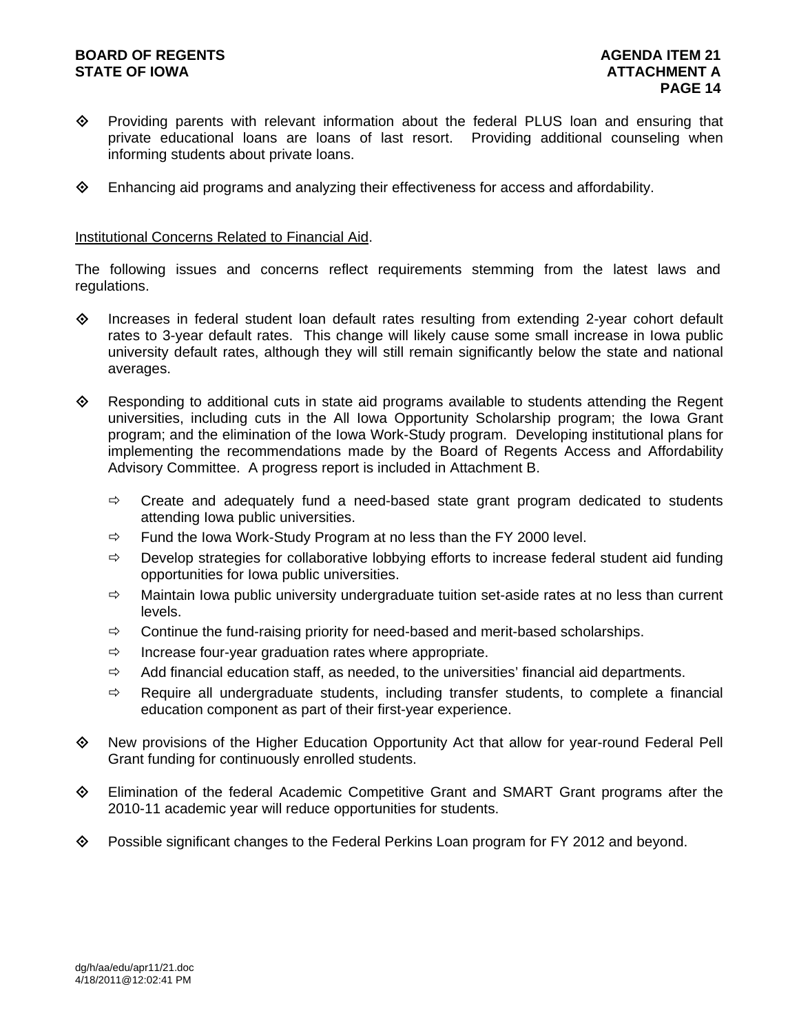- Providing parents with relevant information about the federal PLUS loan and ensuring that private educational loans are loans of last resort. Providing additional counseling when informing students about private loans.

- Enhancing aid programs and analyzing their effectiveness for access and affordability.

<u>Institutional Concerns Related to Financial Aid</u>.

The following issues and concerns reflect requirements stemming from the latest laws and regulations.

- Increases in federal student loan default rates resulting from extending 2-year cohort default rates to 3-year default rates. This change will likely cause some small increase in Iowa public university default rates, although they will still remain significantly below the state and national averages.

- Responding to additional cuts in state aid programs available to students attending the Regent universities, including cuts in the All Iowa Opportunity Scholarship program; the Iowa Grant program; and the elimination of the Iowa Work-Study program. Developing institutional plans for implementing the recommendations made by the Board of Regents Access and Affordability Advisory Committee. A progress report is included in Attachment B.

  - Create and adequately fund a need-based state grant program dedicated to students attending Iowa public universities.
  - Fund the Iowa Work-Study Program at no less than the FY 2000 level.
  - Develop strategies for collaborative lobbying efforts to increase federal student aid funding opportunities for Iowa public universities.
  - Maintain Iowa public university undergraduate tuition set-aside rates at no less than current levels.
  - Continue the fund-raising priority for need-based and merit-based scholarships.
  - Increase four-year graduation rates where appropriate.
  - Add financial education staff, as needed, to the universities' financial aid departments.
  - Require all undergraduate students, including transfer students, to complete a financial education component as part of their first-year experience.

- New provisions of the Higher Education Opportunity Act that allow for year-round Federal Pell Grant funding for continuously enrolled students.

- Elimination of the federal Academic Competitive Grant and SMART Grant programs after the 2010-11 academic year will reduce opportunities for students.

- Possible significant changes to the Federal Perkins Loan program for FY 2012 and beyond.

dg/h/aa/edu/apr11/21.doc
4/18/2011@12:02:41 PM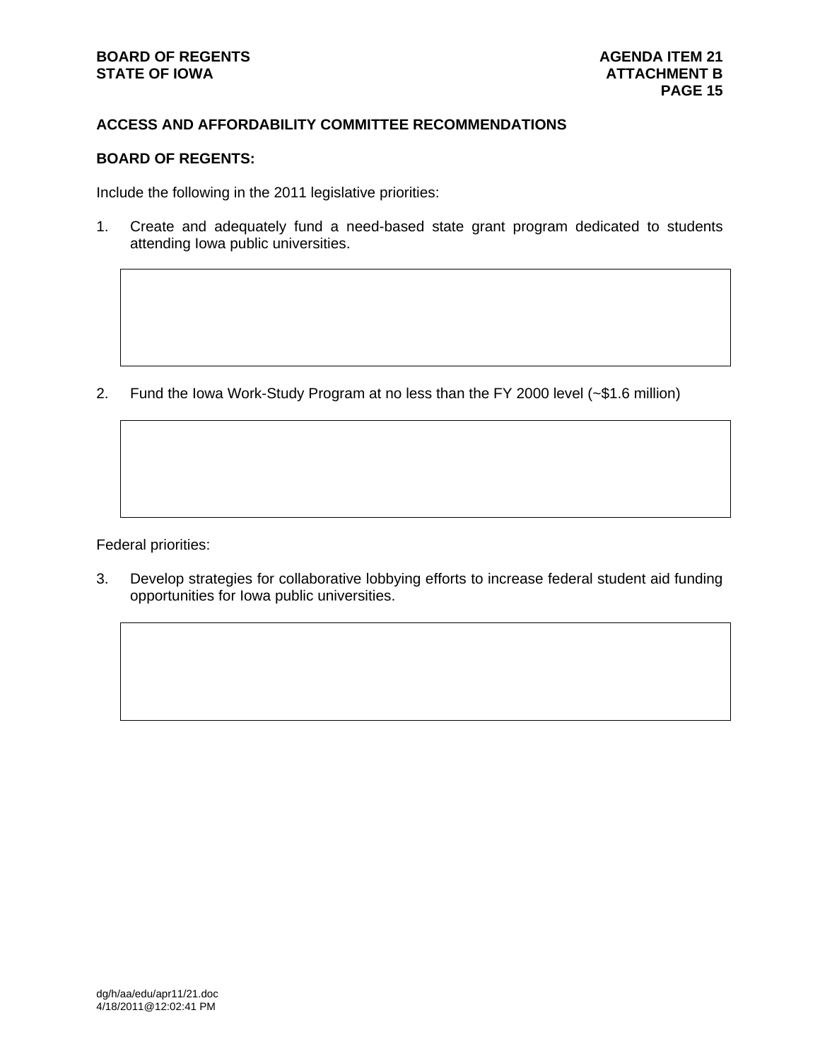## ACCESS AND AFFORDABILITY COMMITTEE RECOMMENDATIONS

**BOARD OF REGENTS:**

Include the following in the 2011 legislative priorities:

1. Create and adequately fund a need-based state grant program dedicated to students attending Iowa public universities.

2. Fund the Iowa Work-Study Program at no less than the FY 2000 level (~$1.6 million)

Federal priorities:

3. Develop strategies for collaborative lobbying efforts to increase federal student aid funding opportunities for Iowa public universities.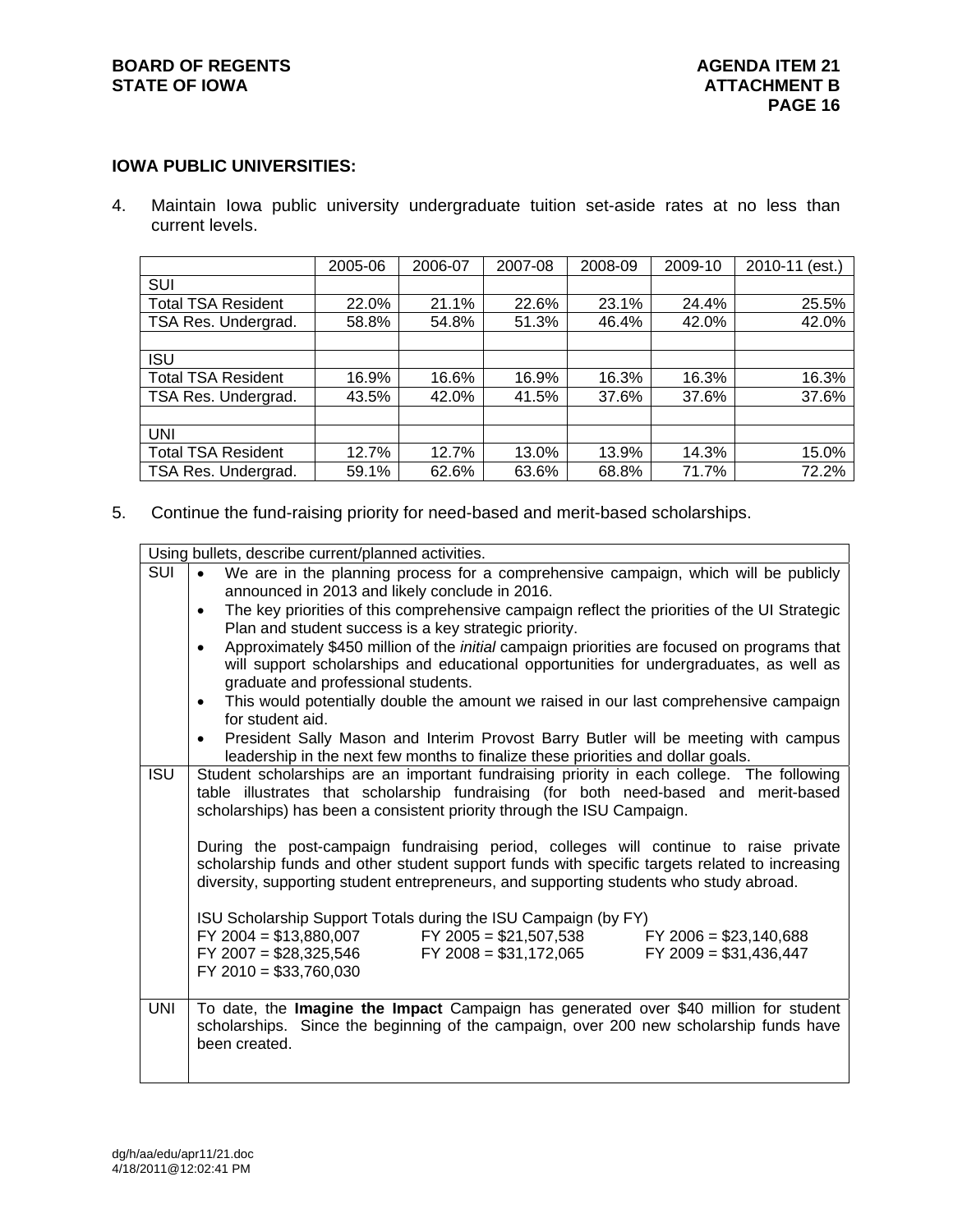## IOWA PUBLIC UNIVERSITIES:

4. Maintain Iowa public university undergraduate tuition set-aside rates at no less than current levels.

| | 2005-06 | 2006-07 | 2007-08 | 2008-09 | 2009-10 | 2010-11 (est.) |
|---|---|---|---|---|---|---|
| SUI | | | | | | |
| Total TSA Resident | 22.0% | 21.1% | 22.6% | 23.1% | 24.4% | 25.5% |
| TSA Res. Undergrad. | 58.8% | 54.8% | 51.3% | 46.4% | 42.0% | 42.0% |
| | | | | | | |
| ISU | | | | | | |
| Total TSA Resident | 16.9% | 16.6% | 16.9% | 16.3% | 16.3% | 16.3% |
| TSA Res. Undergrad. | 43.5% | 42.0% | 41.5% | 37.6% | 37.6% | 37.6% |
| | | | | | | |
| UNI | | | | | | |
| Total TSA Resident | 12.7% | 12.7% | 13.0% | 13.9% | 14.3% | 15.0% |
| TSA Res. Undergrad. | 59.1% | 62.6% | 63.6% | 68.8% | 71.7% | 72.2% |

5. Continue the fund-raising priority for need-based and merit-based scholarships.

| Using bullets, describe current/planned activities. | |
|---|---|
| SUI | • We are in the planning process for a comprehensive campaign, which will be publicly announced in 2013 and likely conclude in 2016.<br>• The key priorities of this comprehensive campaign reflect the priorities of the UI Strategic Plan and student success is a key strategic priority.<br>• Approximately $450 million of the *initial* campaign priorities are focused on programs that will support scholarships and educational opportunities for undergraduates, as well as graduate and professional students.<br>• This would potentially double the amount we raised in our last comprehensive campaign for student aid.<br>• President Sally Mason and Interim Provost Barry Butler will be meeting with campus leadership in the next few months to finalize these priorities and dollar goals. |
| ISU | Student scholarships are an important fundraising priority in each college. The following table illustrates that scholarship fundraising (for both need-based and merit-based scholarships) has been a consistent priority through the ISU Campaign.<br><br>During the post-campaign fundraising period, colleges will continue to raise private scholarship funds and other student support funds with specific targets related to increasing diversity, supporting student entrepreneurs, and supporting students who study abroad.<br><br>ISU Scholarship Support Totals during the ISU Campaign (by FY)<br>FY 2004 = $13,880,007 FY 2005 = $21,507,538 FY 2006 = $23,140,688<br>FY 2007 = $28,325,546 FY 2008 = $31,172,065 FY 2009 = $31,436,447<br>FY 2010 = $33,760,030 |
| UNI | To date, the **Imagine the Impact** Campaign has generated over $40 million for student scholarships. Since the beginning of the campaign, over 200 new scholarship funds have been created. |

dg/h/aa/edu/apr11/21.doc
4/18/2011@12:02:41 PM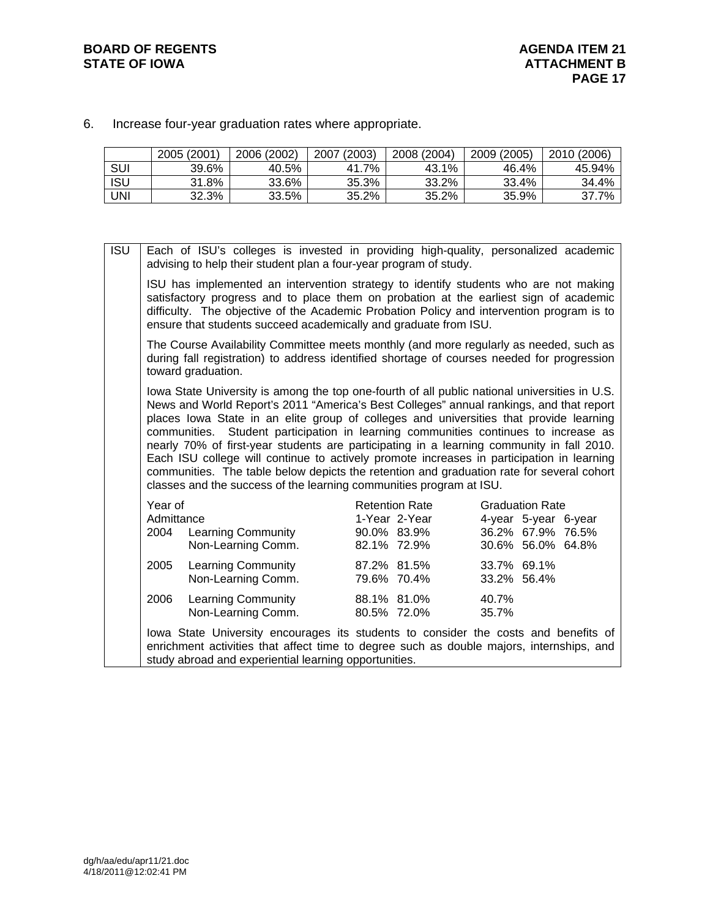6. Increase four-year graduation rates where appropriate.

| | 2005 (2001) | 2006 (2002) | 2007 (2003) | 2008 (2004) | 2009 (2005) | 2010 (2006) |
|---|---|---|---|---|---|---|
| SUI | 39.6% | 40.5% | 41.7% | 43.1% | 46.4% | 45.94% |
| ISU | 31.8% | 33.6% | 35.3% | 33.2% | 33.4% | 34.4% |
| UNI | 32.3% | 33.5% | 35.2% | 35.2% | 35.9% | 37.7% |

**ISU**

Each of ISU's colleges is invested in providing high-quality, personalized academic advising to help their student plan a four-year program of study.

ISU has implemented an intervention strategy to identify students who are not making satisfactory progress and to place them on probation at the earliest sign of academic difficulty. The objective of the Academic Probation Policy and intervention program is to ensure that students succeed academically and graduate from ISU.

The Course Availability Committee meets monthly (and more regularly as needed, such as during fall registration) to address identified shortage of courses needed for progression toward graduation.

Iowa State University is among the top one-fourth of all public national universities in U.S. News and World Report's 2011 "America's Best Colleges" annual rankings, and that report places Iowa State in an elite group of colleges and universities that provide learning communities. Student participation in learning communities continues to increase as nearly 70% of first-year students are participating in a learning community in fall 2010. Each ISU college will continue to actively promote increases in participation in learning communities. The table below depicts the retention and graduation rate for several cohort classes and the success of the learning communities program at ISU.

| Year of Admittance | | Retention Rate 1-Year | 2-Year | Graduation Rate 4-year | 5-year | 6-year |
|---|---|---|---|---|---|---|
| 2004 | Learning Community | 90.0% | 83.9% | 36.2% | 67.9% | 76.5% |
| | Non-Learning Comm. | 82.1% | 72.9% | 30.6% | 56.0% | 64.8% |
| 2005 | Learning Community | 87.2% | 81.5% | 33.7% | 69.1% | |
| | Non-Learning Comm. | 79.6% | 70.4% | 33.2% | 56.4% | |
| 2006 | Learning Community | 88.1% | 81.0% | 40.7% | | |
| | Non-Learning Comm. | 80.5% | 72.0% | 35.7% | | |

Iowa State University encourages its students to consider the costs and benefits of enrichment activities that affect time to degree such as double majors, internships, and study abroad and experiential learning opportunities.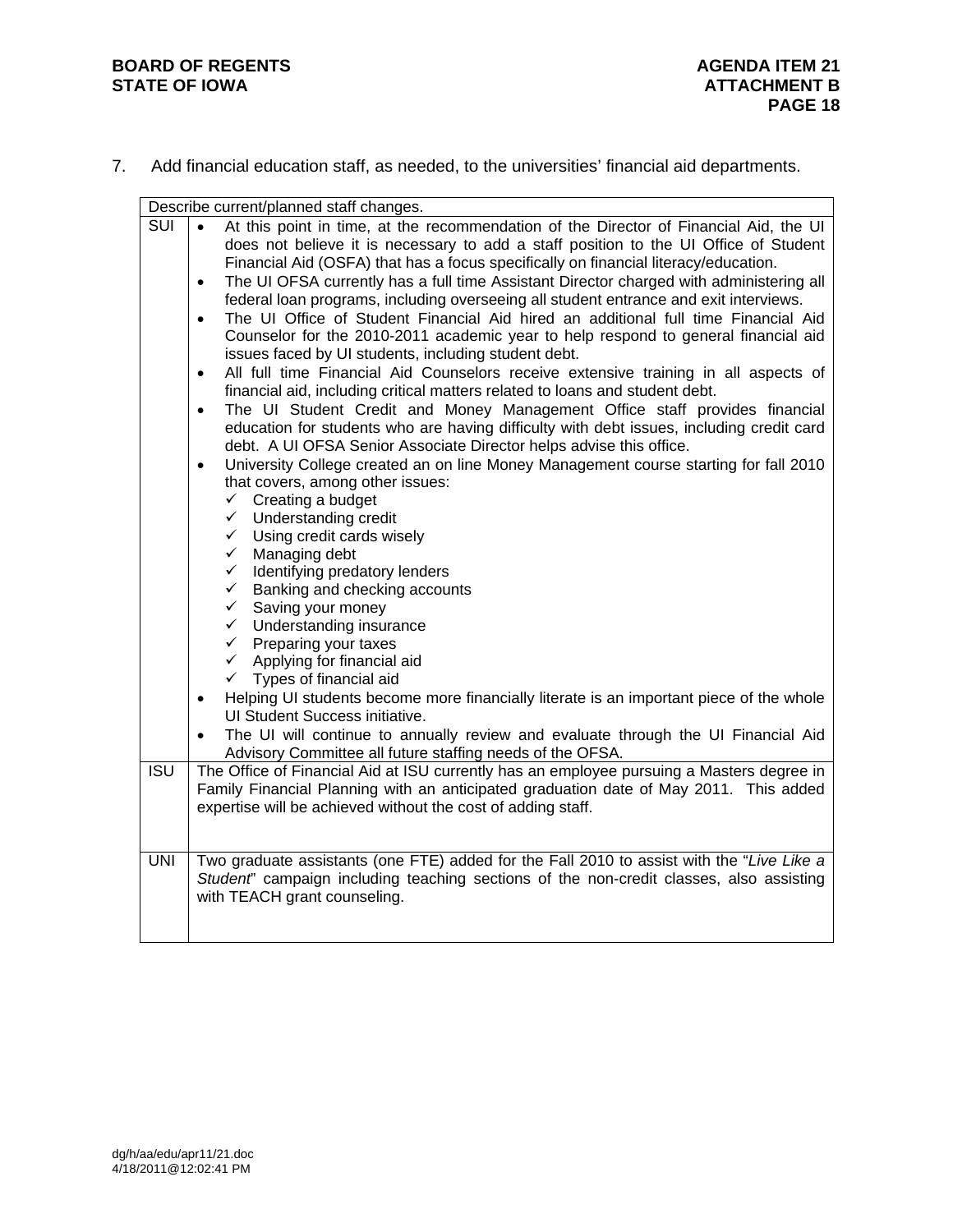7. Add financial education staff, as needed, to the universities' financial aid departments.

| Describe current/planned staff changes. | |
|---|---|
| SUI | • At this point in time, at the recommendation of the Director of Financial Aid, the UI does not believe it is necessary to add a staff position to the UI Office of Student Financial Aid (OSFA) that has a focus specifically on financial literacy/education.<br>• The UI OFSA currently has a full time Assistant Director charged with administering all federal loan programs, including overseeing all student entrance and exit interviews.<br>• The UI Office of Student Financial Aid hired an additional full time Financial Aid Counselor for the 2010-2011 academic year to help respond to general financial aid issues faced by UI students, including student debt.<br>• All full time Financial Aid Counselors receive extensive training in all aspects of financial aid, including critical matters related to loans and student debt.<br>• The UI Student Credit and Money Management Office staff provides financial education for students who are having difficulty with debt issues, including credit card debt. A UI OFSA Senior Associate Director helps advise this office.<br>• University College created an on line Money Management course starting for fall 2010 that covers, among other issues:<br>✓ Creating a budget<br>✓ Understanding credit<br>✓ Using credit cards wisely<br>✓ Managing debt<br>✓ Identifying predatory lenders<br>✓ Banking and checking accounts<br>✓ Saving your money<br>✓ Understanding insurance<br>✓ Preparing your taxes<br>✓ Applying for financial aid<br>✓ Types of financial aid<br>• Helping UI students become more financially literate is an important piece of the whole UI Student Success initiative.<br>• The UI will continue to annually review and evaluate through the UI Financial Aid Advisory Committee all future staffing needs of the OFSA. |
| ISU | The Office of Financial Aid at ISU currently has an employee pursuing a Masters degree in Family Financial Planning with an anticipated graduation date of May 2011. This added expertise will be achieved without the cost of adding staff. |
| UNI | Two graduate assistants (one FTE) added for the Fall 2010 to assist with the "*Live Like a Student*" campaign including teaching sections of the non-credit classes, also assisting with TEACH grant counseling. |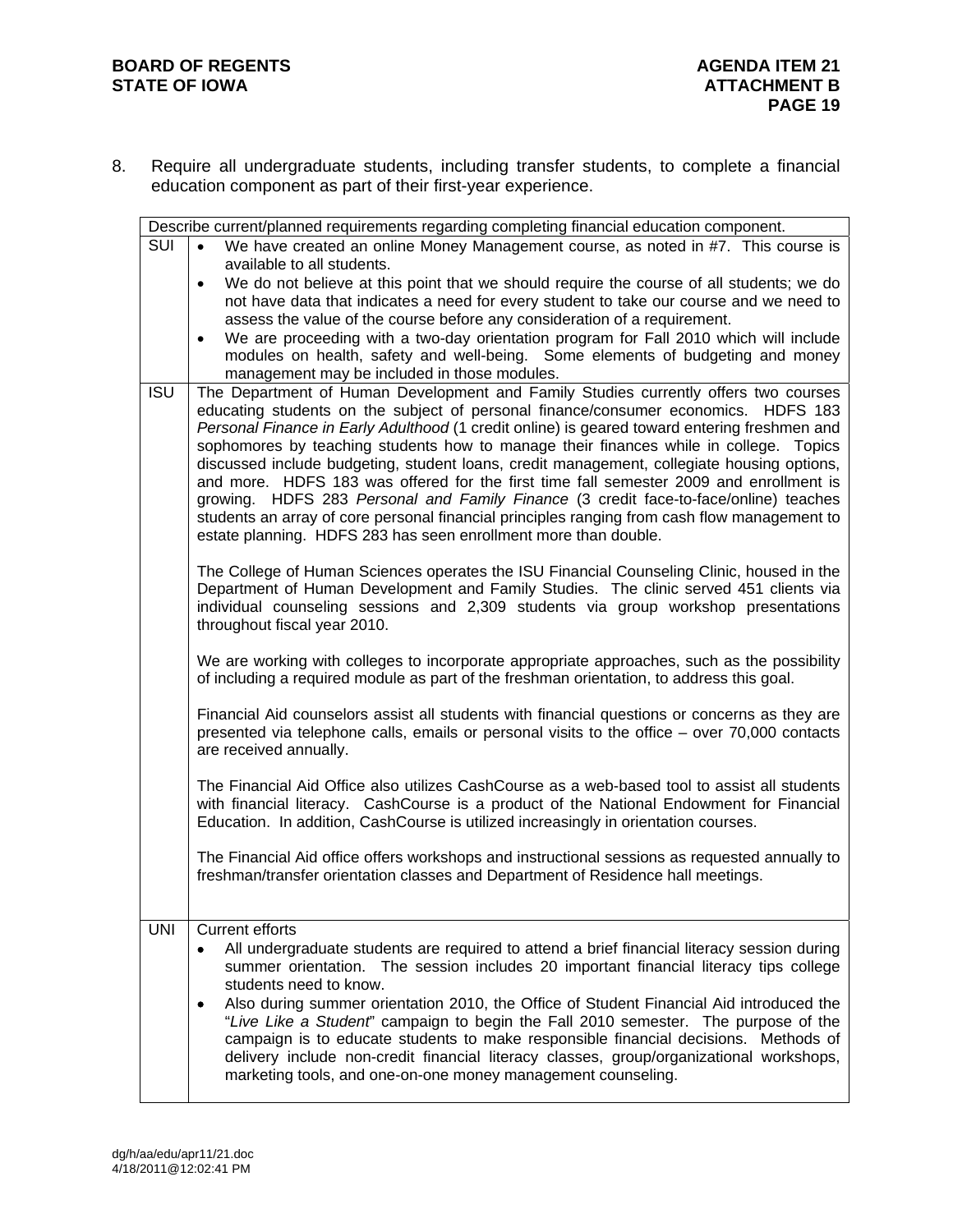8. Require all undergraduate students, including transfer students, to complete a financial education component as part of their first-year experience.

| Describe current/planned requirements regarding completing financial education component. | |
|---|---|
| SUI | • We have created an online Money Management course, as noted in #7. This course is available to all students.<br>• We do not believe at this point that we should require the course of all students; we do not have data that indicates a need for every student to take our course and we need to assess the value of the course before any consideration of a requirement.<br>• We are proceeding with a two-day orientation program for Fall 2010 which will include modules on health, safety and well-being. Some elements of budgeting and money management may be included in those modules. |
| ISU | The Department of Human Development and Family Studies currently offers two courses educating students on the subject of personal finance/consumer economics. HDFS 183 *Personal Finance in Early Adulthood* (1 credit online) is geared toward entering freshmen and sophomores by teaching students how to manage their finances while in college. Topics discussed include budgeting, student loans, credit management, collegiate housing options, and more. HDFS 183 was offered for the first time fall semester 2009 and enrollment is growing. HDFS 283 *Personal and Family Finance* (3 credit face-to-face/online) teaches students an array of core personal financial principles ranging from cash flow management to estate planning. HDFS 283 has seen enrollment more than double.<br><br>The College of Human Sciences operates the ISU Financial Counseling Clinic, housed in the Department of Human Development and Family Studies. The clinic served 451 clients via individual counseling sessions and 2,309 students via group workshop presentations throughout fiscal year 2010.<br><br>We are working with colleges to incorporate appropriate approaches, such as the possibility of including a required module as part of the freshman orientation, to address this goal.<br><br>Financial Aid counselors assist all students with financial questions or concerns as they are presented via telephone calls, emails or personal visits to the office – over 70,000 contacts are received annually.<br><br>The Financial Aid Office also utilizes CashCourse as a web-based tool to assist all students with financial literacy. CashCourse is a product of the National Endowment for Financial Education. In addition, CashCourse is utilized increasingly in orientation courses.<br><br>The Financial Aid office offers workshops and instructional sessions as requested annually to freshman/transfer orientation classes and Department of Residence hall meetings. |
| UNI | Current efforts<br>• All undergraduate students are required to attend a brief financial literacy session during summer orientation. The session includes 20 important financial literacy tips college students need to know.<br>• Also during summer orientation 2010, the Office of Student Financial Aid introduced the "*Live Like a Student*" campaign to begin the Fall 2010 semester. The purpose of the campaign is to educate students to make responsible financial decisions. Methods of delivery include non-credit financial literacy classes, group/organizational workshops, marketing tools, and one-on-one money management counseling. |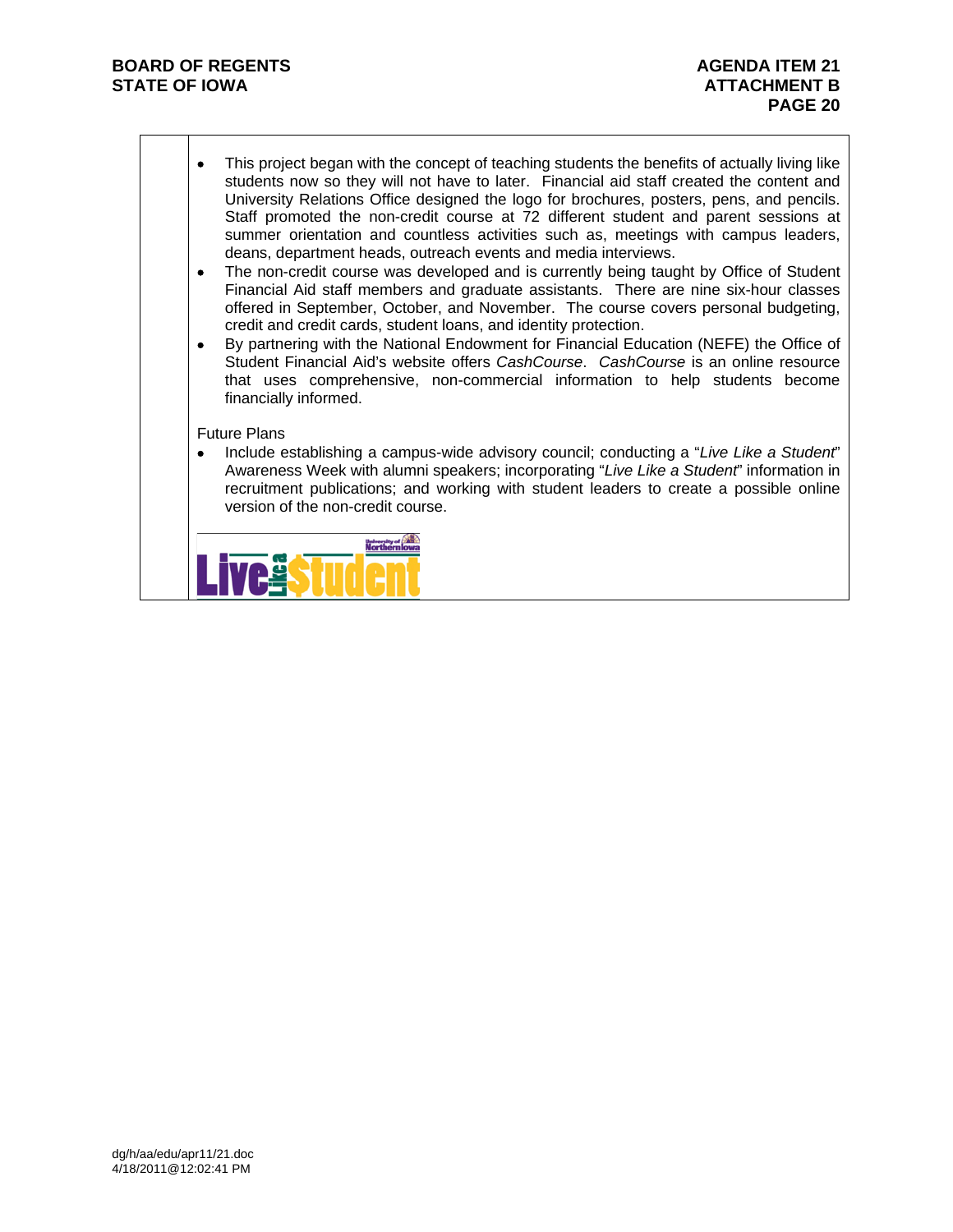- This project began with the concept of teaching students the benefits of actually living like students now so they will not have to later. Financial aid staff created the content and University Relations Office designed the logo for brochures, posters, pens, and pencils. Staff promoted the non-credit course at 72 different student and parent sessions at summer orientation and countless activities such as, meetings with campus leaders, deans, department heads, outreach events and media interviews.
- The non-credit course was developed and is currently being taught by Office of Student Financial Aid staff members and graduate assistants. There are nine six-hour classes offered in September, October, and November. The course covers personal budgeting, credit and credit cards, student loans, and identity protection.
- By partnering with the National Endowment for Financial Education (NEFE) the Office of Student Financial Aid's website offers *CashCourse*. *CashCourse* is an online resource that uses comprehensive, non-commercial information to help students become financially informed.

Future Plans

- Include establishing a campus-wide advisory council; conducting a "*Live Like a Student*" Awareness Week with alumni speakers; incorporating "*Live Like a Student*" information in recruitment publications; and working with student leaders to create a possible online version of the non-credit course.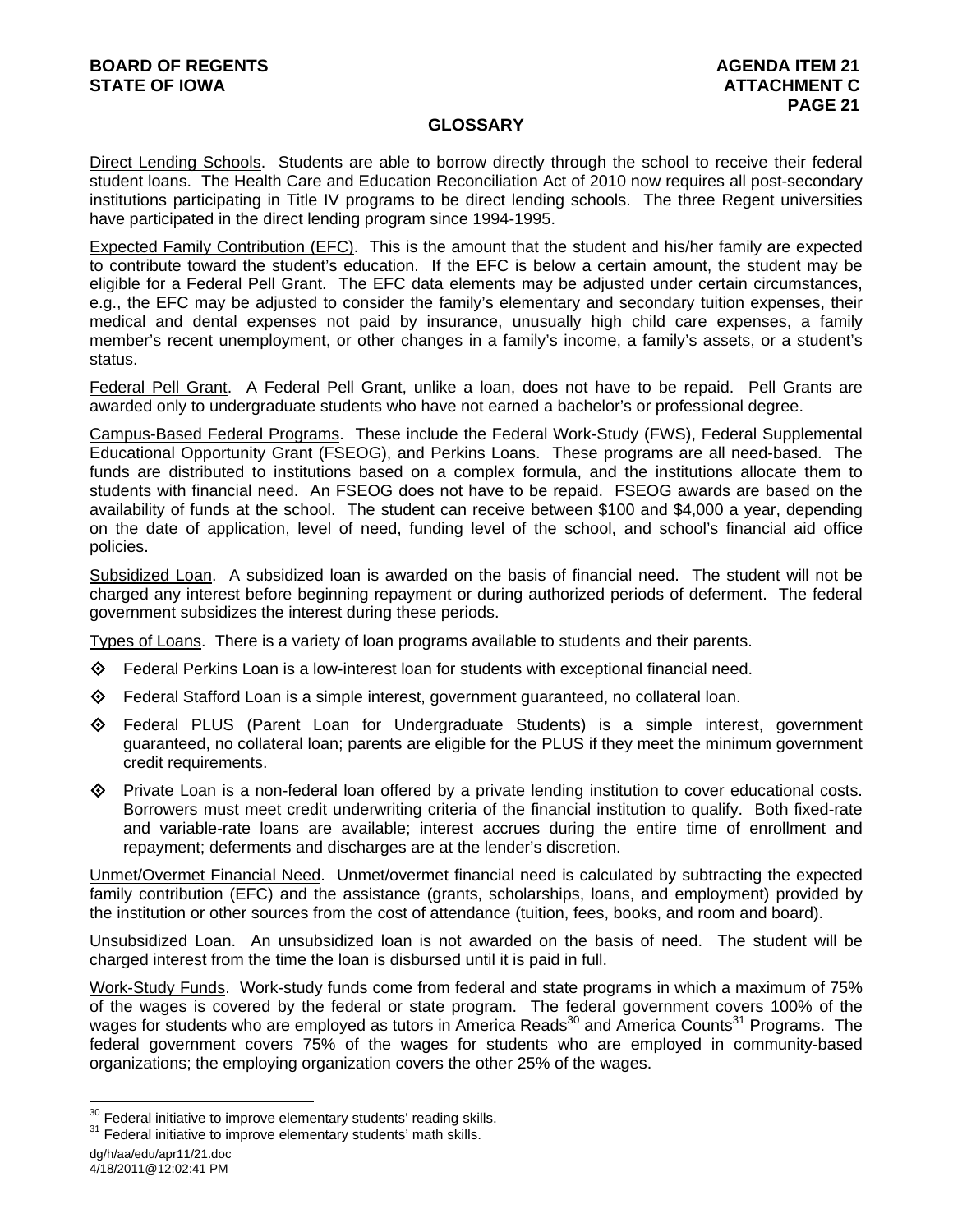## GLOSSARY

Direct Lending Schools. Students are able to borrow directly through the school to receive their federal student loans. The Health Care and Education Reconciliation Act of 2010 now requires all post-secondary institutions participating in Title IV programs to be direct lending schools. The three Regent universities have participated in the direct lending program since 1994-1995.

Expected Family Contribution (EFC). This is the amount that the student and his/her family are expected to contribute toward the student's education. If the EFC is below a certain amount, the student may be eligible for a Federal Pell Grant. The EFC data elements may be adjusted under certain circumstances, e.g., the EFC may be adjusted to consider the family's elementary and secondary tuition expenses, their medical and dental expenses not paid by insurance, unusually high child care expenses, a family member's recent unemployment, or other changes in a family's income, a family's assets, or a student's status.

Federal Pell Grant. A Federal Pell Grant, unlike a loan, does not have to be repaid. Pell Grants are awarded only to undergraduate students who have not earned a bachelor's or professional degree.

Campus-Based Federal Programs. These include the Federal Work-Study (FWS), Federal Supplemental Educational Opportunity Grant (FSEOG), and Perkins Loans. These programs are all need-based. The funds are distributed to institutions based on a complex formula, and the institutions allocate them to students with financial need. An FSEOG does not have to be repaid. FSEOG awards are based on the availability of funds at the school. The student can receive between $100 and $4,000 a year, depending on the date of application, level of need, funding level of the school, and school's financial aid office policies.

Subsidized Loan. A subsidized loan is awarded on the basis of financial need. The student will not be charged any interest before beginning repayment or during authorized periods of deferment. The federal government subsidizes the interest during these periods.

Types of Loans. There is a variety of loan programs available to students and their parents.

- Federal Perkins Loan is a low-interest loan for students with exceptional financial need.
- Federal Stafford Loan is a simple interest, government guaranteed, no collateral loan.
- Federal PLUS (Parent Loan for Undergraduate Students) is a simple interest, government guaranteed, no collateral loan; parents are eligible for the PLUS if they meet the minimum government credit requirements.
- Private Loan is a non-federal loan offered by a private lending institution to cover educational costs. Borrowers must meet credit underwriting criteria of the financial institution to qualify. Both fixed-rate and variable-rate loans are available; interest accrues during the entire time of enrollment and repayment; deferments and discharges are at the lender's discretion.

Unmet/Overmet Financial Need. Unmet/overmet financial need is calculated by subtracting the expected family contribution (EFC) and the assistance (grants, scholarships, loans, and employment) provided by the institution or other sources from the cost of attendance (tuition, fees, books, and room and board).

Unsubsidized Loan. An unsubsidized loan is not awarded on the basis of need. The student will be charged interest from the time the loan is disbursed until it is paid in full.

Work-Study Funds. Work-study funds come from federal and state programs in which a maximum of 75% of the wages is covered by the federal or state program. The federal government covers 100% of the wages for students who are employed as tutors in America Reads[30] and America Counts[31] Programs. The federal government covers 75% of the wages for students who are employed in community-based organizations; the employing organization covers the other 25% of the wages.

---

[30] Federal initiative to improve elementary students' reading skills.
[31] Federal initiative to improve elementary students' math skills.

dg/h/aa/edu/apr11/21.doc
4/18/2011@12:02:41 PM